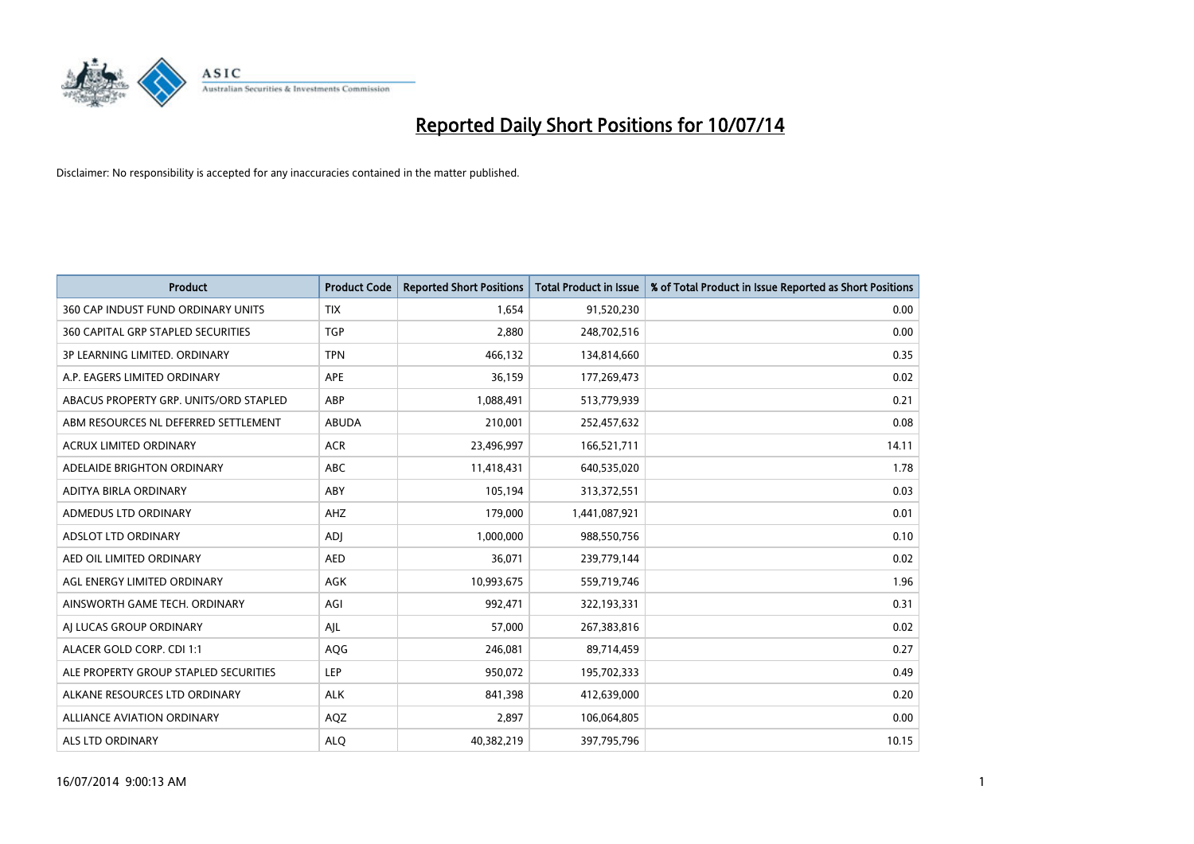# Reported Daily Short Positions for 10/07/14

Disclaimer: No responsibility is accepted for any inaccuracies contained in the matter published.

| Product | Product Code | Reported Short Positions | Total Product in Issue | % of Total Product in Issue Reported as Short Positions |
|---|---|---|---|---|
| 360 CAP INDUST FUND ORDINARY UNITS | TIX | 1,654 | 91,520,230 | 0.00 |
| 360 CAPITAL GRP STAPLED SECURITIES | TGP | 2,880 | 248,702,516 | 0.00 |
| 3P LEARNING LIMITED. ORDINARY | TPN | 466,132 | 134,814,660 | 0.35 |
| A.P. EAGERS LIMITED ORDINARY | APE | 36,159 | 177,269,473 | 0.02 |
| ABACUS PROPERTY GRP. UNITS/ORD STAPLED | ABP | 1,088,491 | 513,779,939 | 0.21 |
| ABM RESOURCES NL DEFERRED SETTLEMENT | ABUDA | 210,001 | 252,457,632 | 0.08 |
| ACRUX LIMITED ORDINARY | ACR | 23,496,997 | 166,521,711 | 14.11 |
| ADELAIDE BRIGHTON ORDINARY | ABC | 11,418,431 | 640,535,020 | 1.78 |
| ADITYA BIRLA ORDINARY | ABY | 105,194 | 313,372,551 | 0.03 |
| ADMEDUS LTD ORDINARY | AHZ | 179,000 | 1,441,087,921 | 0.01 |
| ADSLOT LTD ORDINARY | ADJ | 1,000,000 | 988,550,756 | 0.10 |
| AED OIL LIMITED ORDINARY | AED | 36,071 | 239,779,144 | 0.02 |
| AGL ENERGY LIMITED ORDINARY | AGK | 10,993,675 | 559,719,746 | 1.96 |
| AINSWORTH GAME TECH. ORDINARY | AGI | 992,471 | 322,193,331 | 0.31 |
| AJ LUCAS GROUP ORDINARY | AJL | 57,000 | 267,383,816 | 0.02 |
| ALACER GOLD CORP. CDI 1:1 | AQG | 246,081 | 89,714,459 | 0.27 |
| ALE PROPERTY GROUP STAPLED SECURITIES | LEP | 950,072 | 195,702,333 | 0.49 |
| ALKANE RESOURCES LTD ORDINARY | ALK | 841,398 | 412,639,000 | 0.20 |
| ALLIANCE AVIATION ORDINARY | AQZ | 2,897 | 106,064,805 | 0.00 |
| ALS LTD ORDINARY | ALQ | 40,382,219 | 397,795,796 | 10.15 |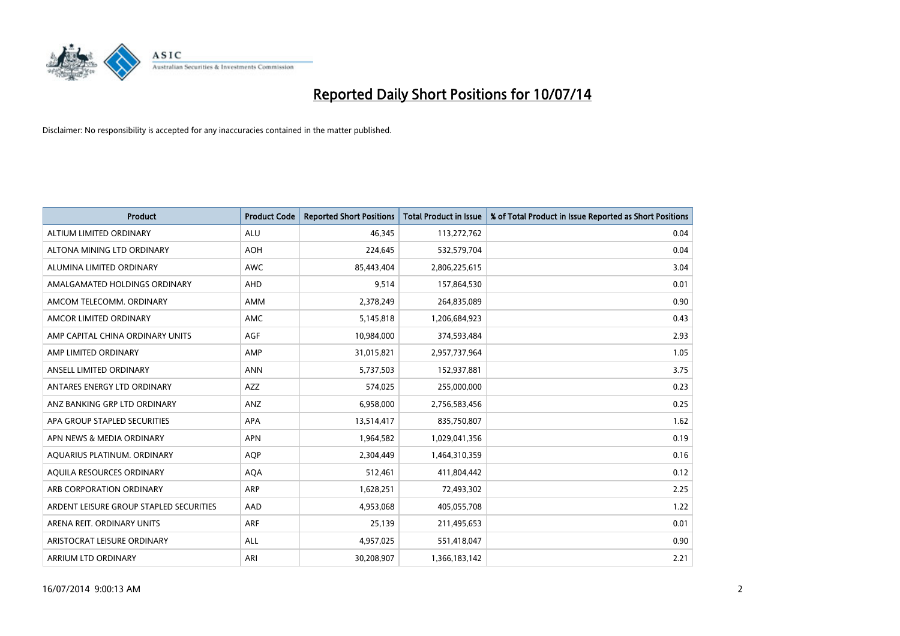# Reported Daily Short Positions for 10/07/14

Disclaimer: No responsibility is accepted for any inaccuracies contained in the matter published.

| Product | Product Code | Reported Short Positions | Total Product in Issue | % of Total Product in Issue Reported as Short Positions |
|---|---|---|---|---|
| ALTIUM LIMITED ORDINARY | ALU | 46,345 | 113,272,762 | 0.04 |
| ALTONA MINING LTD ORDINARY | AOH | 224,645 | 532,579,704 | 0.04 |
| ALUMINA LIMITED ORDINARY | AWC | 85,443,404 | 2,806,225,615 | 3.04 |
| AMALGAMATED HOLDINGS ORDINARY | AHD | 9,514 | 157,864,530 | 0.01 |
| AMCOM TELECOMM. ORDINARY | AMM | 2,378,249 | 264,835,089 | 0.90 |
| AMCOR LIMITED ORDINARY | AMC | 5,145,818 | 1,206,684,923 | 0.43 |
| AMP CAPITAL CHINA ORDINARY UNITS | AGF | 10,984,000 | 374,593,484 | 2.93 |
| AMP LIMITED ORDINARY | AMP | 31,015,821 | 2,957,737,964 | 1.05 |
| ANSELL LIMITED ORDINARY | ANN | 5,737,503 | 152,937,881 | 3.75 |
| ANTARES ENERGY LTD ORDINARY | AZZ | 574,025 | 255,000,000 | 0.23 |
| ANZ BANKING GRP LTD ORDINARY | ANZ | 6,958,000 | 2,756,583,456 | 0.25 |
| APA GROUP STAPLED SECURITIES | APA | 13,514,417 | 835,750,807 | 1.62 |
| APN NEWS & MEDIA ORDINARY | APN | 1,964,582 | 1,029,041,356 | 0.19 |
| AQUARIUS PLATINUM. ORDINARY | AQP | 2,304,449 | 1,464,310,359 | 0.16 |
| AQUILA RESOURCES ORDINARY | AQA | 512,461 | 411,804,442 | 0.12 |
| ARB CORPORATION ORDINARY | ARP | 1,628,251 | 72,493,302 | 2.25 |
| ARDENT LEISURE GROUP STAPLED SECURITIES | AAD | 4,953,068 | 405,055,708 | 1.22 |
| ARENA REIT. ORDINARY UNITS | ARF | 25,139 | 211,495,653 | 0.01 |
| ARISTOCRAT LEISURE ORDINARY | ALL | 4,957,025 | 551,418,047 | 0.90 |
| ARRIUM LTD ORDINARY | ARI | 30,208,907 | 1,366,183,142 | 2.21 |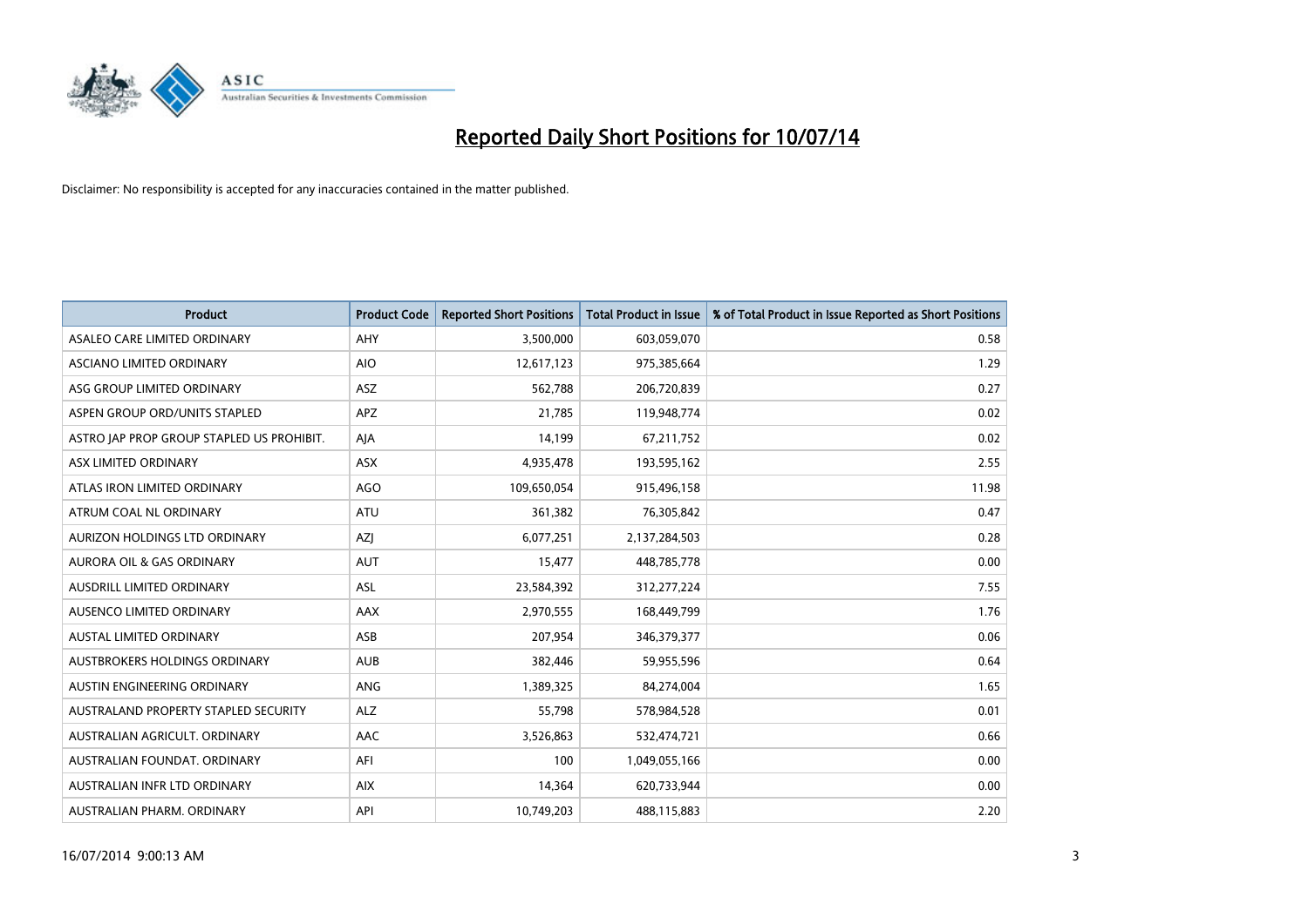# Reported Daily Short Positions for 10/07/14

Disclaimer: No responsibility is accepted for any inaccuracies contained in the matter published.

| Product | Product Code | Reported Short Positions | Total Product in Issue | % of Total Product in Issue Reported as Short Positions |
|---|---|---|---|---|
| ASALEO CARE LIMITED ORDINARY | AHY | 3,500,000 | 603,059,070 | 0.58 |
| ASCIANO LIMITED ORDINARY | AIO | 12,617,123 | 975,385,664 | 1.29 |
| ASG GROUP LIMITED ORDINARY | ASZ | 562,788 | 206,720,839 | 0.27 |
| ASPEN GROUP ORD/UNITS STAPLED | APZ | 21,785 | 119,948,774 | 0.02 |
| ASTRO JAP PROP GROUP STAPLED US PROHIBIT. | AJA | 14,199 | 67,211,752 | 0.02 |
| ASX LIMITED ORDINARY | ASX | 4,935,478 | 193,595,162 | 2.55 |
| ATLAS IRON LIMITED ORDINARY | AGO | 109,650,054 | 915,496,158 | 11.98 |
| ATRUM COAL NL ORDINARY | ATU | 361,382 | 76,305,842 | 0.47 |
| AURIZON HOLDINGS LTD ORDINARY | AZJ | 6,077,251 | 2,137,284,503 | 0.28 |
| AURORA OIL & GAS ORDINARY | AUT | 15,477 | 448,785,778 | 0.00 |
| AUSDRILL LIMITED ORDINARY | ASL | 23,584,392 | 312,277,224 | 7.55 |
| AUSENCO LIMITED ORDINARY | AAX | 2,970,555 | 168,449,799 | 1.76 |
| AUSTAL LIMITED ORDINARY | ASB | 207,954 | 346,379,377 | 0.06 |
| AUSTBROKERS HOLDINGS ORDINARY | AUB | 382,446 | 59,955,596 | 0.64 |
| AUSTIN ENGINEERING ORDINARY | ANG | 1,389,325 | 84,274,004 | 1.65 |
| AUSTRALAND PROPERTY STAPLED SECURITY | ALZ | 55,798 | 578,984,528 | 0.01 |
| AUSTRALIAN AGRICULT. ORDINARY | AAC | 3,526,863 | 532,474,721 | 0.66 |
| AUSTRALIAN FOUNDAT. ORDINARY | AFI | 100 | 1,049,055,166 | 0.00 |
| AUSTRALIAN INFR LTD ORDINARY | AIX | 14,364 | 620,733,944 | 0.00 |
| AUSTRALIAN PHARM. ORDINARY | API | 10,749,203 | 488,115,883 | 2.20 |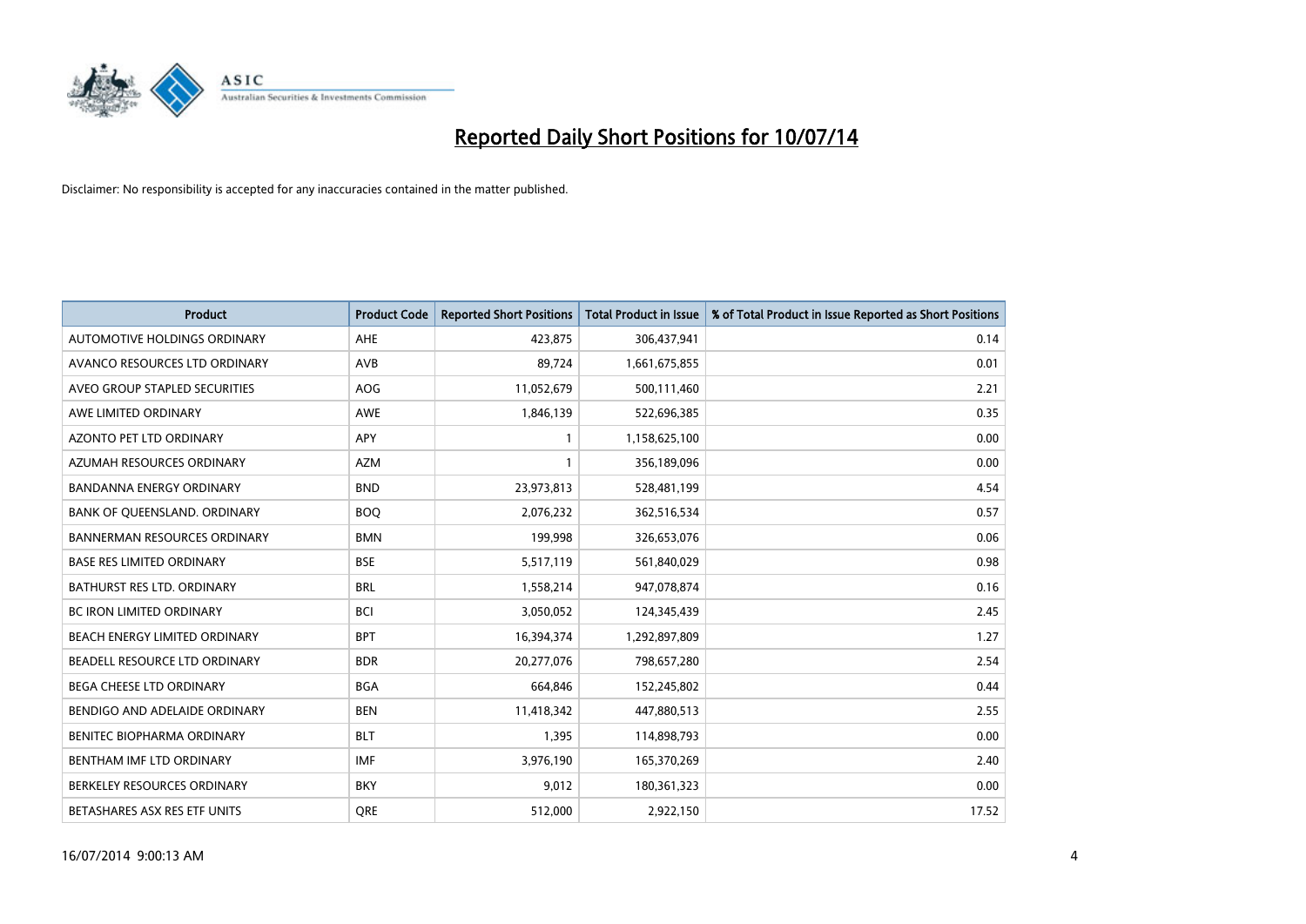# Reported Daily Short Positions for 10/07/14

Disclaimer: No responsibility is accepted for any inaccuracies contained in the matter published.

| Product | Product Code | Reported Short Positions | Total Product in Issue | % of Total Product in Issue Reported as Short Positions |
|---|---|---|---|---|
| AUTOMOTIVE HOLDINGS ORDINARY | AHE | 423,875 | 306,437,941 | 0.14 |
| AVANCO RESOURCES LTD ORDINARY | AVB | 89,724 | 1,661,675,855 | 0.01 |
| AVEO GROUP STAPLED SECURITIES | AOG | 11,052,679 | 500,111,460 | 2.21 |
| AWE LIMITED ORDINARY | AWE | 1,846,139 | 522,696,385 | 0.35 |
| AZONTO PET LTD ORDINARY | APY | 1 | 1,158,625,100 | 0.00 |
| AZUMAH RESOURCES ORDINARY | AZM | 1 | 356,189,096 | 0.00 |
| BANDANNA ENERGY ORDINARY | BND | 23,973,813 | 528,481,199 | 4.54 |
| BANK OF QUEENSLAND. ORDINARY | BOQ | 2,076,232 | 362,516,534 | 0.57 |
| BANNERMAN RESOURCES ORDINARY | BMN | 199,998 | 326,653,076 | 0.06 |
| BASE RES LIMITED ORDINARY | BSE | 5,517,119 | 561,840,029 | 0.98 |
| BATHURST RES LTD. ORDINARY | BRL | 1,558,214 | 947,078,874 | 0.16 |
| BC IRON LIMITED ORDINARY | BCI | 3,050,052 | 124,345,439 | 2.45 |
| BEACH ENERGY LIMITED ORDINARY | BPT | 16,394,374 | 1,292,897,809 | 1.27 |
| BEADELL RESOURCE LTD ORDINARY | BDR | 20,277,076 | 798,657,280 | 2.54 |
| BEGA CHEESE LTD ORDINARY | BGA | 664,846 | 152,245,802 | 0.44 |
| BENDIGO AND ADELAIDE ORDINARY | BEN | 11,418,342 | 447,880,513 | 2.55 |
| BENITEC BIOPHARMA ORDINARY | BLT | 1,395 | 114,898,793 | 0.00 |
| BENTHAM IMF LTD ORDINARY | IMF | 3,976,190 | 165,370,269 | 2.40 |
| BERKELEY RESOURCES ORDINARY | BKY | 9,012 | 180,361,323 | 0.00 |
| BETASHARES ASX RES ETF UNITS | QRE | 512,000 | 2,922,150 | 17.52 |

16/07/2014 9:00:13 AM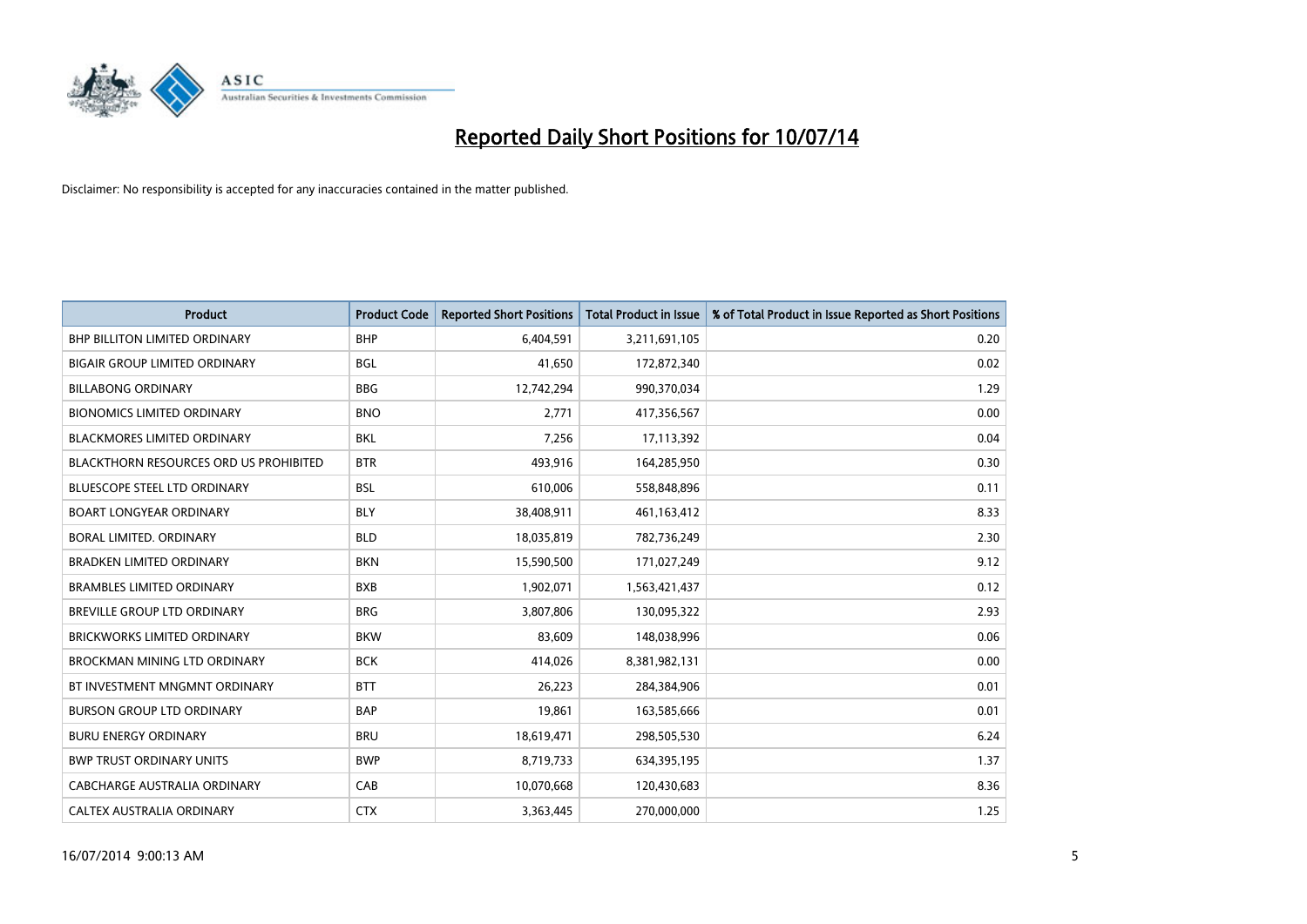# Reported Daily Short Positions for 10/07/14

Disclaimer: No responsibility is accepted for any inaccuracies contained in the matter published.

| Product | Product Code | Reported Short Positions | Total Product in Issue | % of Total Product in Issue Reported as Short Positions |
|---|---|---|---|---|
| BHP BILLITON LIMITED ORDINARY | BHP | 6,404,591 | 3,211,691,105 | 0.20 |
| BIGAIR GROUP LIMITED ORDINARY | BGL | 41,650 | 172,872,340 | 0.02 |
| BILLABONG ORDINARY | BBG | 12,742,294 | 990,370,034 | 1.29 |
| BIONOMICS LIMITED ORDINARY | BNO | 2,771 | 417,356,567 | 0.00 |
| BLACKMORES LIMITED ORDINARY | BKL | 7,256 | 17,113,392 | 0.04 |
| BLACKTHORN RESOURCES ORD US PROHIBITED | BTR | 493,916 | 164,285,950 | 0.30 |
| BLUESCOPE STEEL LTD ORDINARY | BSL | 610,006 | 558,848,896 | 0.11 |
| BOART LONGYEAR ORDINARY | BLY | 38,408,911 | 461,163,412 | 8.33 |
| BORAL LIMITED. ORDINARY | BLD | 18,035,819 | 782,736,249 | 2.30 |
| BRADKEN LIMITED ORDINARY | BKN | 15,590,500 | 171,027,249 | 9.12 |
| BRAMBLES LIMITED ORDINARY | BXB | 1,902,071 | 1,563,421,437 | 0.12 |
| BREVILLE GROUP LTD ORDINARY | BRG | 3,807,806 | 130,095,322 | 2.93 |
| BRICKWORKS LIMITED ORDINARY | BKW | 83,609 | 148,038,996 | 0.06 |
| BROCKMAN MINING LTD ORDINARY | BCK | 414,026 | 8,381,982,131 | 0.00 |
| BT INVESTMENT MNGMNT ORDINARY | BTT | 26,223 | 284,384,906 | 0.01 |
| BURSON GROUP LTD ORDINARY | BAP | 19,861 | 163,585,666 | 0.01 |
| BURU ENERGY ORDINARY | BRU | 18,619,471 | 298,505,530 | 6.24 |
| BWP TRUST ORDINARY UNITS | BWP | 8,719,733 | 634,395,195 | 1.37 |
| CABCHARGE AUSTRALIA ORDINARY | CAB | 10,070,668 | 120,430,683 | 8.36 |
| CALTEX AUSTRALIA ORDINARY | CTX | 3,363,445 | 270,000,000 | 1.25 |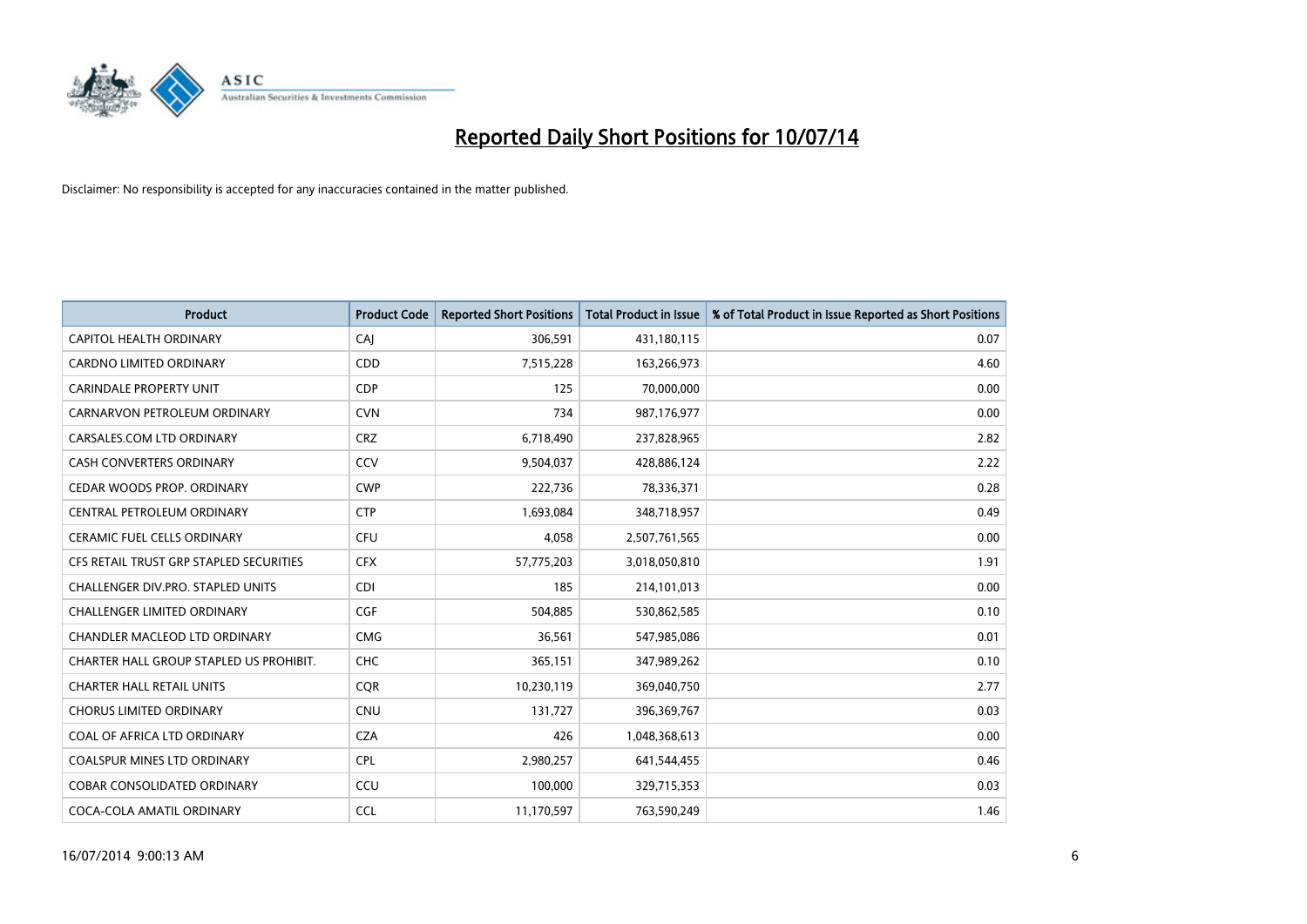# Reported Daily Short Positions for 10/07/14

Disclaimer: No responsibility is accepted for any inaccuracies contained in the matter published.

| Product | Product Code | Reported Short Positions | Total Product in Issue | % of Total Product in Issue Reported as Short Positions |
|---|---|---|---|---|
| CAPITOL HEALTH ORDINARY | CAJ | 306,591 | 431,180,115 | 0.07 |
| CARDNO LIMITED ORDINARY | CDD | 7,515,228 | 163,266,973 | 4.60 |
| CARINDALE PROPERTY UNIT | CDP | 125 | 70,000,000 | 0.00 |
| CARNARVON PETROLEUM ORDINARY | CVN | 734 | 987,176,977 | 0.00 |
| CARSALES.COM LTD ORDINARY | CRZ | 6,718,490 | 237,828,965 | 2.82 |
| CASH CONVERTERS ORDINARY | CCV | 9,504,037 | 428,886,124 | 2.22 |
| CEDAR WOODS PROP. ORDINARY | CWP | 222,736 | 78,336,371 | 0.28 |
| CENTRAL PETROLEUM ORDINARY | CTP | 1,693,084 | 348,718,957 | 0.49 |
| CERAMIC FUEL CELLS ORDINARY | CFU | 4,058 | 2,507,761,565 | 0.00 |
| CFS RETAIL TRUST GRP STAPLED SECURITIES | CFX | 57,775,203 | 3,018,050,810 | 1.91 |
| CHALLENGER DIV.PRO. STAPLED UNITS | CDI | 185 | 214,101,013 | 0.00 |
| CHALLENGER LIMITED ORDINARY | CGF | 504,885 | 530,862,585 | 0.10 |
| CHANDLER MACLEOD LTD ORDINARY | CMG | 36,561 | 547,985,086 | 0.01 |
| CHARTER HALL GROUP STAPLED US PROHIBIT. | CHC | 365,151 | 347,989,262 | 0.10 |
| CHARTER HALL RETAIL UNITS | CQR | 10,230,119 | 369,040,750 | 2.77 |
| CHORUS LIMITED ORDINARY | CNU | 131,727 | 396,369,767 | 0.03 |
| COAL OF AFRICA LTD ORDINARY | CZA | 426 | 1,048,368,613 | 0.00 |
| COALSPUR MINES LTD ORDINARY | CPL | 2,980,257 | 641,544,455 | 0.46 |
| COBAR CONSOLIDATED ORDINARY | CCU | 100,000 | 329,715,353 | 0.03 |
| COCA-COLA AMATIL ORDINARY | CCL | 11,170,597 | 763,590,249 | 1.46 |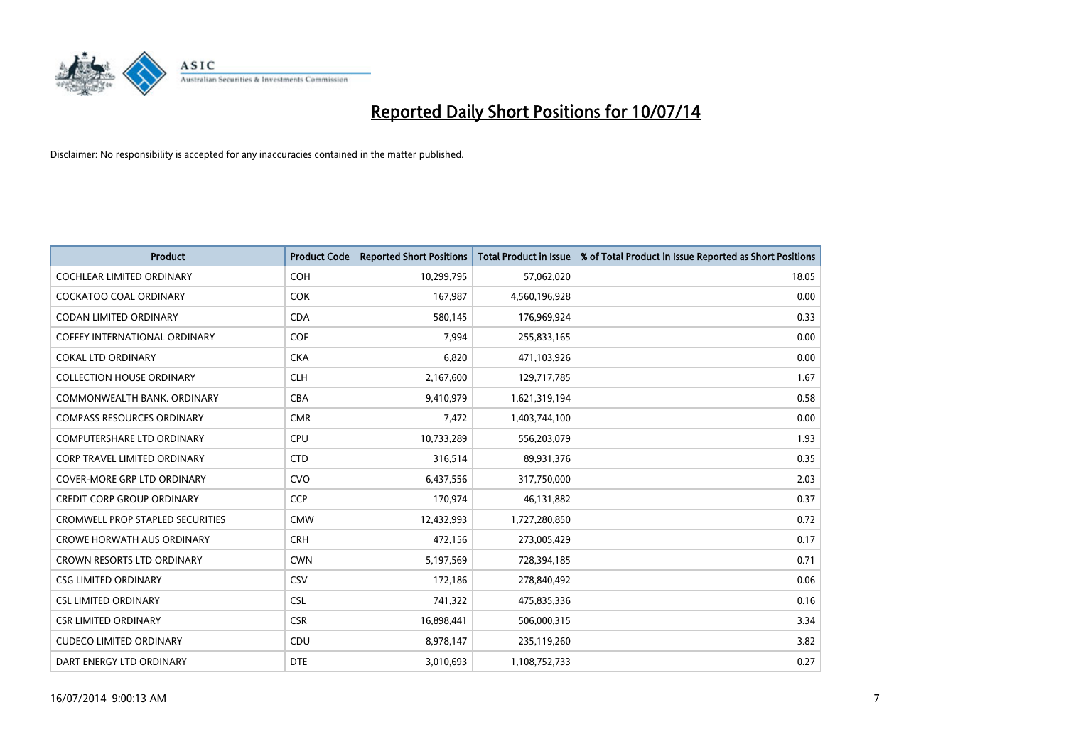# Reported Daily Short Positions for 10/07/14

Disclaimer: No responsibility is accepted for any inaccuracies contained in the matter published.

| Product | Product Code | Reported Short Positions | Total Product in Issue | % of Total Product in Issue Reported as Short Positions |
|---|---|---|---|---|
| COCHLEAR LIMITED ORDINARY | COH | 10,299,795 | 57,062,020 | 18.05 |
| COCKATOO COAL ORDINARY | COK | 167,987 | 4,560,196,928 | 0.00 |
| CODAN LIMITED ORDINARY | CDA | 580,145 | 176,969,924 | 0.33 |
| COFFEY INTERNATIONAL ORDINARY | COF | 7,994 | 255,833,165 | 0.00 |
| COKAL LTD ORDINARY | CKA | 6,820 | 471,103,926 | 0.00 |
| COLLECTION HOUSE ORDINARY | CLH | 2,167,600 | 129,717,785 | 1.67 |
| COMMONWEALTH BANK. ORDINARY | CBA | 9,410,979 | 1,621,319,194 | 0.58 |
| COMPASS RESOURCES ORDINARY | CMR | 7,472 | 1,403,744,100 | 0.00 |
| COMPUTERSHARE LTD ORDINARY | CPU | 10,733,289 | 556,203,079 | 1.93 |
| CORP TRAVEL LIMITED ORDINARY | CTD | 316,514 | 89,931,376 | 0.35 |
| COVER-MORE GRP LTD ORDINARY | CVO | 6,437,556 | 317,750,000 | 2.03 |
| CREDIT CORP GROUP ORDINARY | CCP | 170,974 | 46,131,882 | 0.37 |
| CROMWELL PROP STAPLED SECURITIES | CMW | 12,432,993 | 1,727,280,850 | 0.72 |
| CROWE HORWATH AUS ORDINARY | CRH | 472,156 | 273,005,429 | 0.17 |
| CROWN RESORTS LTD ORDINARY | CWN | 5,197,569 | 728,394,185 | 0.71 |
| CSG LIMITED ORDINARY | CSV | 172,186 | 278,840,492 | 0.06 |
| CSL LIMITED ORDINARY | CSL | 741,322 | 475,835,336 | 0.16 |
| CSR LIMITED ORDINARY | CSR | 16,898,441 | 506,000,315 | 3.34 |
| CUDECO LIMITED ORDINARY | CDU | 8,978,147 | 235,119,260 | 3.82 |
| DART ENERGY LTD ORDINARY | DTE | 3,010,693 | 1,108,752,733 | 0.27 |

16/07/2014 9:00:13 AM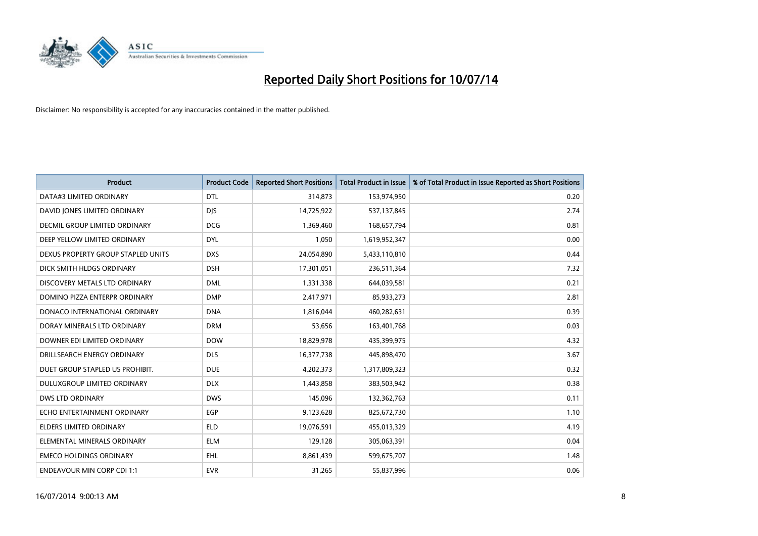# Reported Daily Short Positions for 10/07/14

Disclaimer: No responsibility is accepted for any inaccuracies contained in the matter published.

| Product | Product Code | Reported Short Positions | Total Product in Issue | % of Total Product in Issue Reported as Short Positions |
|---|---|---|---|---|
| DATA#3 LIMITED ORDINARY | DTL | 314,873 | 153,974,950 | 0.20 |
| DAVID JONES LIMITED ORDINARY | DJS | 14,725,922 | 537,137,845 | 2.74 |
| DECMIL GROUP LIMITED ORDINARY | DCG | 1,369,460 | 168,657,794 | 0.81 |
| DEEP YELLOW LIMITED ORDINARY | DYL | 1,050 | 1,619,952,347 | 0.00 |
| DEXUS PROPERTY GROUP STAPLED UNITS | DXS | 24,054,890 | 5,433,110,810 | 0.44 |
| DICK SMITH HLDGS ORDINARY | DSH | 17,301,051 | 236,511,364 | 7.32 |
| DISCOVERY METALS LTD ORDINARY | DML | 1,331,338 | 644,039,581 | 0.21 |
| DOMINO PIZZA ENTERPR ORDINARY | DMP | 2,417,971 | 85,933,273 | 2.81 |
| DONACO INTERNATIONAL ORDINARY | DNA | 1,816,044 | 460,282,631 | 0.39 |
| DORAY MINERALS LTD ORDINARY | DRM | 53,656 | 163,401,768 | 0.03 |
| DOWNER EDI LIMITED ORDINARY | DOW | 18,829,978 | 435,399,975 | 4.32 |
| DRILLSEARCH ENERGY ORDINARY | DLS | 16,377,738 | 445,898,470 | 3.67 |
| DUET GROUP STAPLED US PROHIBIT. | DUE | 4,202,373 | 1,317,809,323 | 0.32 |
| DULUXGROUP LIMITED ORDINARY | DLX | 1,443,858 | 383,503,942 | 0.38 |
| DWS LTD ORDINARY | DWS | 145,096 | 132,362,763 | 0.11 |
| ECHO ENTERTAINMENT ORDINARY | EGP | 9,123,628 | 825,672,730 | 1.10 |
| ELDERS LIMITED ORDINARY | ELD | 19,076,591 | 455,013,329 | 4.19 |
| ELEMENTAL MINERALS ORDINARY | ELM | 129,128 | 305,063,391 | 0.04 |
| EMECO HOLDINGS ORDINARY | EHL | 8,861,439 | 599,675,707 | 1.48 |
| ENDEAVOUR MIN CORP CDI 1:1 | EVR | 31,265 | 55,837,996 | 0.06 |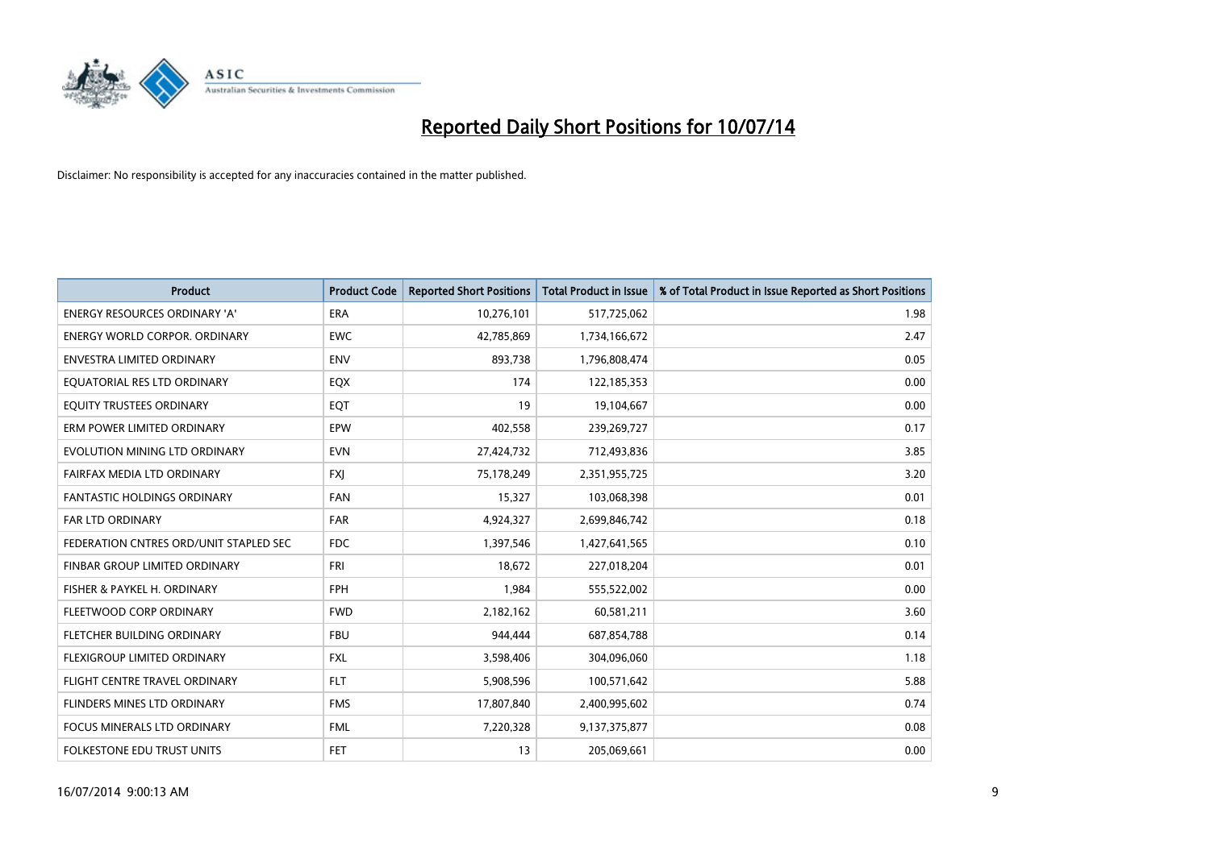# Reported Daily Short Positions for 10/07/14

Disclaimer: No responsibility is accepted for any inaccuracies contained in the matter published.

| Product | Product Code | Reported Short Positions | Total Product in Issue | % of Total Product in Issue Reported as Short Positions |
|---|---|---|---|---|
| ENERGY RESOURCES ORDINARY 'A' | ERA | 10,276,101 | 517,725,062 | 1.98 |
| ENERGY WORLD CORPOR. ORDINARY | EWC | 42,785,869 | 1,734,166,672 | 2.47 |
| ENVESTRA LIMITED ORDINARY | ENV | 893,738 | 1,796,808,474 | 0.05 |
| EQUATORIAL RES LTD ORDINARY | EQX | 174 | 122,185,353 | 0.00 |
| EQUITY TRUSTEES ORDINARY | EQT | 19 | 19,104,667 | 0.00 |
| ERM POWER LIMITED ORDINARY | EPW | 402,558 | 239,269,727 | 0.17 |
| EVOLUTION MINING LTD ORDINARY | EVN | 27,424,732 | 712,493,836 | 3.85 |
| FAIRFAX MEDIA LTD ORDINARY | FXJ | 75,178,249 | 2,351,955,725 | 3.20 |
| FANTASTIC HOLDINGS ORDINARY | FAN | 15,327 | 103,068,398 | 0.01 |
| FAR LTD ORDINARY | FAR | 4,924,327 | 2,699,846,742 | 0.18 |
| FEDERATION CNTRES ORD/UNIT STAPLED SEC | FDC | 1,397,546 | 1,427,641,565 | 0.10 |
| FINBAR GROUP LIMITED ORDINARY | FRI | 18,672 | 227,018,204 | 0.01 |
| FISHER & PAYKEL H. ORDINARY | FPH | 1,984 | 555,522,002 | 0.00 |
| FLEETWOOD CORP ORDINARY | FWD | 2,182,162 | 60,581,211 | 3.60 |
| FLETCHER BUILDING ORDINARY | FBU | 944,444 | 687,854,788 | 0.14 |
| FLEXIGROUP LIMITED ORDINARY | FXL | 3,598,406 | 304,096,060 | 1.18 |
| FLIGHT CENTRE TRAVEL ORDINARY | FLT | 5,908,596 | 100,571,642 | 5.88 |
| FLINDERS MINES LTD ORDINARY | FMS | 17,807,840 | 2,400,995,602 | 0.74 |
| FOCUS MINERALS LTD ORDINARY | FML | 7,220,328 | 9,137,375,877 | 0.08 |
| FOLKESTONE EDU TRUST UNITS | FET | 13 | 205,069,661 | 0.00 |

16/07/2014 9:00:13 AM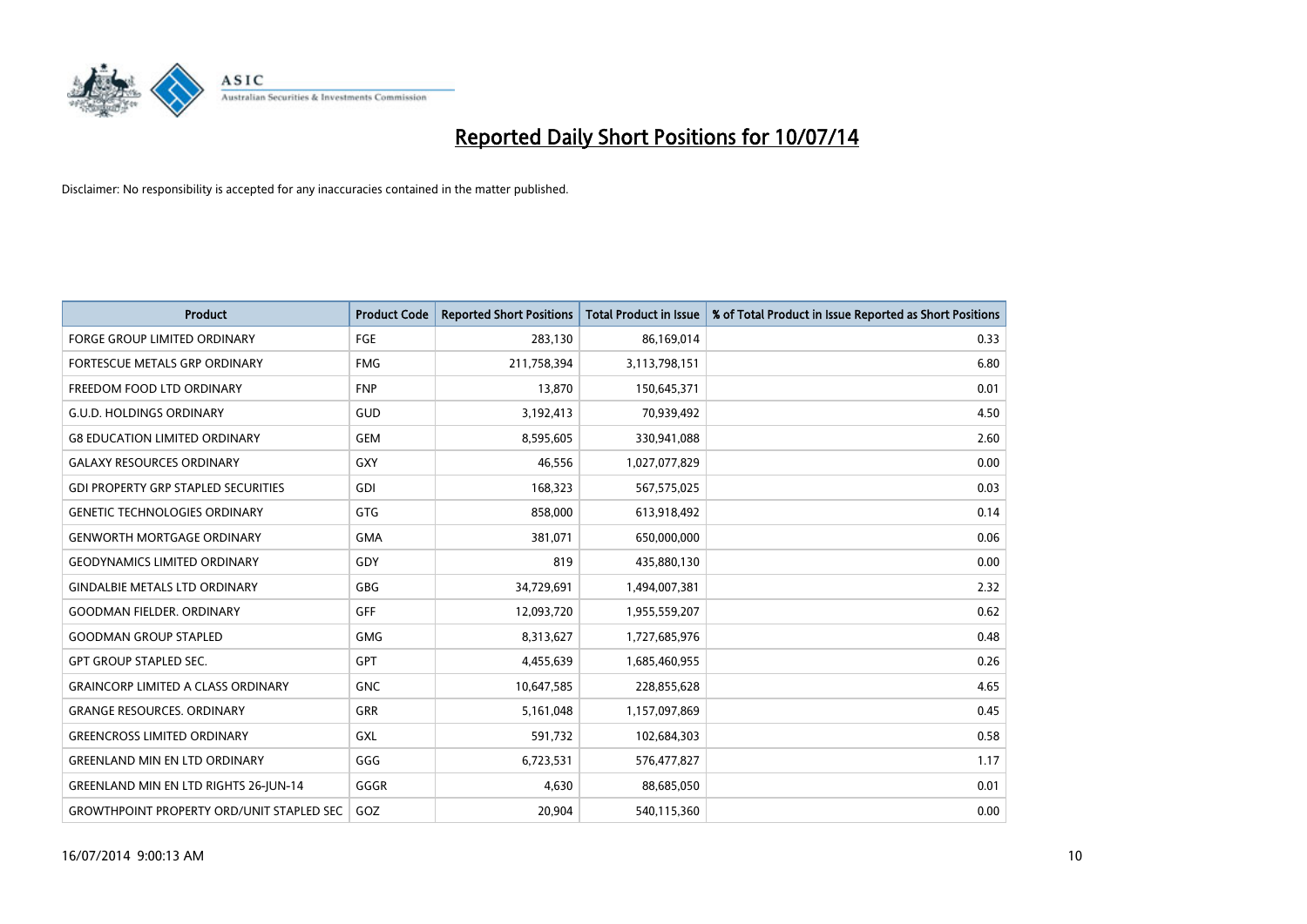# Reported Daily Short Positions for 10/07/14

Disclaimer: No responsibility is accepted for any inaccuracies contained in the matter published.

| Product | Product Code | Reported Short Positions | Total Product in Issue | % of Total Product in Issue Reported as Short Positions |
|---|---|---|---|---|
| FORGE GROUP LIMITED ORDINARY | FGE | 283,130 | 86,169,014 | 0.33 |
| FORTESCUE METALS GRP ORDINARY | FMG | 211,758,394 | 3,113,798,151 | 6.80 |
| FREEDOM FOOD LTD ORDINARY | FNP | 13,870 | 150,645,371 | 0.01 |
| G.U.D. HOLDINGS ORDINARY | GUD | 3,192,413 | 70,939,492 | 4.50 |
| G8 EDUCATION LIMITED ORDINARY | GEM | 8,595,605 | 330,941,088 | 2.60 |
| GALAXY RESOURCES ORDINARY | GXY | 46,556 | 1,027,077,829 | 0.00 |
| GDI PROPERTY GRP STAPLED SECURITIES | GDI | 168,323 | 567,575,025 | 0.03 |
| GENETIC TECHNOLOGIES ORDINARY | GTG | 858,000 | 613,918,492 | 0.14 |
| GENWORTH MORTGAGE ORDINARY | GMA | 381,071 | 650,000,000 | 0.06 |
| GEODYNAMICS LIMITED ORDINARY | GDY | 819 | 435,880,130 | 0.00 |
| GINDALBIE METALS LTD ORDINARY | GBG | 34,729,691 | 1,494,007,381 | 2.32 |
| GOODMAN FIELDER. ORDINARY | GFF | 12,093,720 | 1,955,559,207 | 0.62 |
| GOODMAN GROUP STAPLED | GMG | 8,313,627 | 1,727,685,976 | 0.48 |
| GPT GROUP STAPLED SEC. | GPT | 4,455,639 | 1,685,460,955 | 0.26 |
| GRAINCORP LIMITED A CLASS ORDINARY | GNC | 10,647,585 | 228,855,628 | 4.65 |
| GRANGE RESOURCES. ORDINARY | GRR | 5,161,048 | 1,157,097,869 | 0.45 |
| GREENCROSS LIMITED ORDINARY | GXL | 591,732 | 102,684,303 | 0.58 |
| GREENLAND MIN EN LTD ORDINARY | GGG | 6,723,531 | 576,477,827 | 1.17 |
| GREENLAND MIN EN LTD RIGHTS 26-JUN-14 | GGGR | 4,630 | 88,685,050 | 0.01 |
| GROWTHPOINT PROPERTY ORD/UNIT STAPLED SEC | GOZ | 20,904 | 540,115,360 | 0.00 |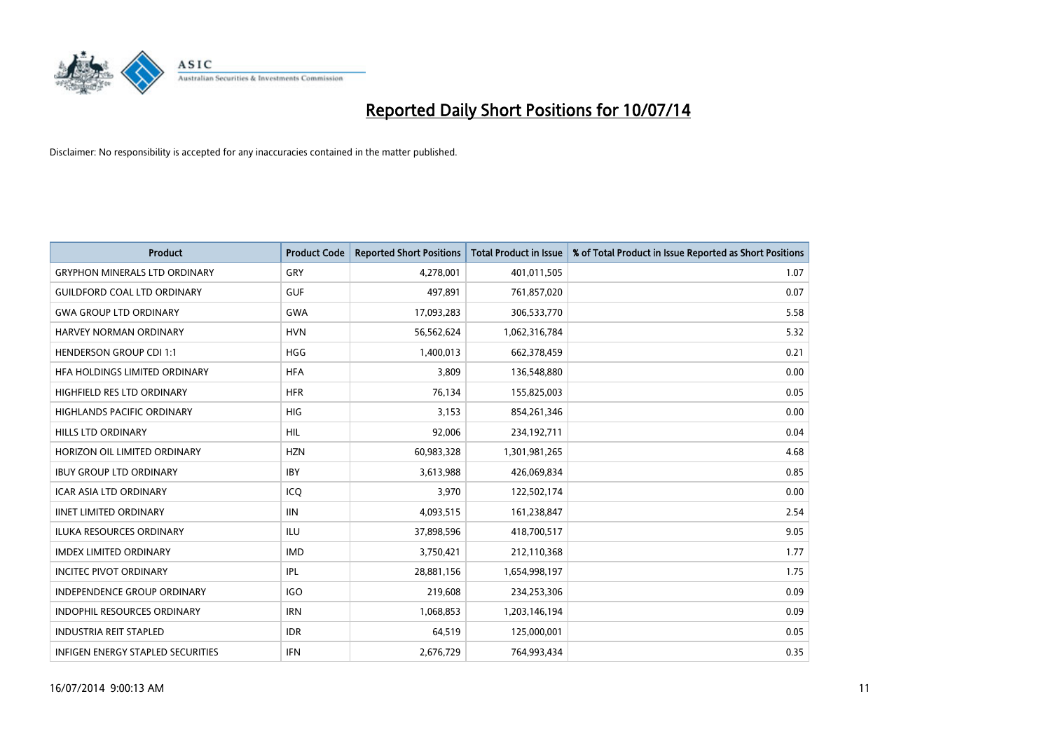# Reported Daily Short Positions for 10/07/14

Disclaimer: No responsibility is accepted for any inaccuracies contained in the matter published.

| Product | Product Code | Reported Short Positions | Total Product in Issue | % of Total Product in Issue Reported as Short Positions |
|---|---|---|---|---|
| GRYPHON MINERALS LTD ORDINARY | GRY | 4,278,001 | 401,011,505 | 1.07 |
| GUILDFORD COAL LTD ORDINARY | GUF | 497,891 | 761,857,020 | 0.07 |
| GWA GROUP LTD ORDINARY | GWA | 17,093,283 | 306,533,770 | 5.58 |
| HARVEY NORMAN ORDINARY | HVN | 56,562,624 | 1,062,316,784 | 5.32 |
| HENDERSON GROUP CDI 1:1 | HGG | 1,400,013 | 662,378,459 | 0.21 |
| HFA HOLDINGS LIMITED ORDINARY | HFA | 3,809 | 136,548,880 | 0.00 |
| HIGHFIELD RES LTD ORDINARY | HFR | 76,134 | 155,825,003 | 0.05 |
| HIGHLANDS PACIFIC ORDINARY | HIG | 3,153 | 854,261,346 | 0.00 |
| HILLS LTD ORDINARY | HIL | 92,006 | 234,192,711 | 0.04 |
| HORIZON OIL LIMITED ORDINARY | HZN | 60,983,328 | 1,301,981,265 | 4.68 |
| IBUY GROUP LTD ORDINARY | IBY | 3,613,988 | 426,069,834 | 0.85 |
| ICAR ASIA LTD ORDINARY | ICQ | 3,970 | 122,502,174 | 0.00 |
| IINET LIMITED ORDINARY | IIN | 4,093,515 | 161,238,847 | 2.54 |
| ILUKA RESOURCES ORDINARY | ILU | 37,898,596 | 418,700,517 | 9.05 |
| IMDEX LIMITED ORDINARY | IMD | 3,750,421 | 212,110,368 | 1.77 |
| INCITEC PIVOT ORDINARY | IPL | 28,881,156 | 1,654,998,197 | 1.75 |
| INDEPENDENCE GROUP ORDINARY | IGO | 219,608 | 234,253,306 | 0.09 |
| INDOPHIL RESOURCES ORDINARY | IRN | 1,068,853 | 1,203,146,194 | 0.09 |
| INDUSTRIA REIT STAPLED | IDR | 64,519 | 125,000,001 | 0.05 |
| INFIGEN ENERGY STAPLED SECURITIES | IFN | 2,676,729 | 764,993,434 | 0.35 |

16/07/2014 9:00:13 AM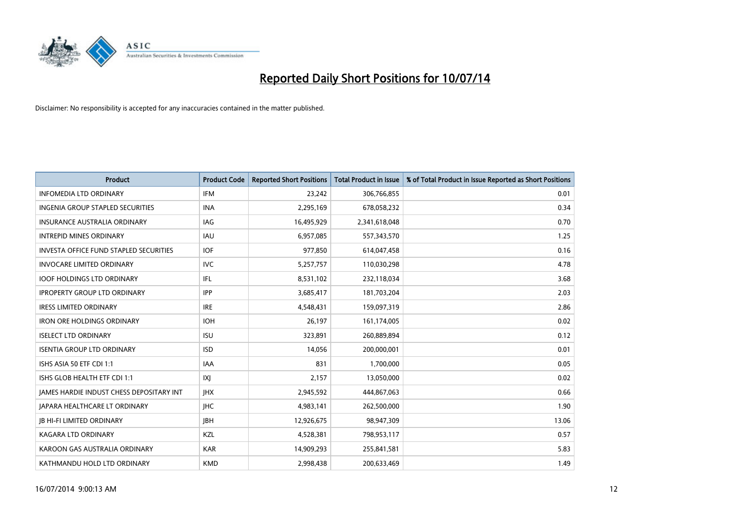# Reported Daily Short Positions for 10/07/14

Disclaimer: No responsibility is accepted for any inaccuracies contained in the matter published.

| Product | Product Code | Reported Short Positions | Total Product in Issue | % of Total Product in Issue Reported as Short Positions |
|---|---|---|---|---|
| INFOMEDIA LTD ORDINARY | IFM | 23,242 | 306,766,855 | 0.01 |
| INGENIA GROUP STAPLED SECURITIES | INA | 2,295,169 | 678,058,232 | 0.34 |
| INSURANCE AUSTRALIA ORDINARY | IAG | 16,495,929 | 2,341,618,048 | 0.70 |
| INTREPID MINES ORDINARY | IAU | 6,957,085 | 557,343,570 | 1.25 |
| INVESTA OFFICE FUND STAPLED SECURITIES | IOF | 977,850 | 614,047,458 | 0.16 |
| INVOCARE LIMITED ORDINARY | IVC | 5,257,757 | 110,030,298 | 4.78 |
| IOOF HOLDINGS LTD ORDINARY | IFL | 8,531,102 | 232,118,034 | 3.68 |
| IPROPERTY GROUP LTD ORDINARY | IPP | 3,685,417 | 181,703,204 | 2.03 |
| IRESS LIMITED ORDINARY | IRE | 4,548,431 | 159,097,319 | 2.86 |
| IRON ORE HOLDINGS ORDINARY | IOH | 26,197 | 161,174,005 | 0.02 |
| ISELECT LTD ORDINARY | ISU | 323,891 | 260,889,894 | 0.12 |
| ISENTIA GROUP LTD ORDINARY | ISD | 14,056 | 200,000,001 | 0.01 |
| ISHS ASIA 50 ETF CDI 1:1 | IAA | 831 | 1,700,000 | 0.05 |
| ISHS GLOB HEALTH ETF CDI 1:1 | IXJ | 2,157 | 13,050,000 | 0.02 |
| JAMES HARDIE INDUST CHESS DEPOSITARY INT | JHX | 2,945,592 | 444,867,063 | 0.66 |
| JAPARA HEALTHCARE LT ORDINARY | JHC | 4,983,141 | 262,500,000 | 1.90 |
| JB HI-FI LIMITED ORDINARY | JBH | 12,926,675 | 98,947,309 | 13.06 |
| KAGARA LTD ORDINARY | KZL | 4,528,381 | 798,953,117 | 0.57 |
| KAROON GAS AUSTRALIA ORDINARY | KAR | 14,909,293 | 255,841,581 | 5.83 |
| KATHMANDU HOLD LTD ORDINARY | KMD | 2,998,438 | 200,633,469 | 1.49 |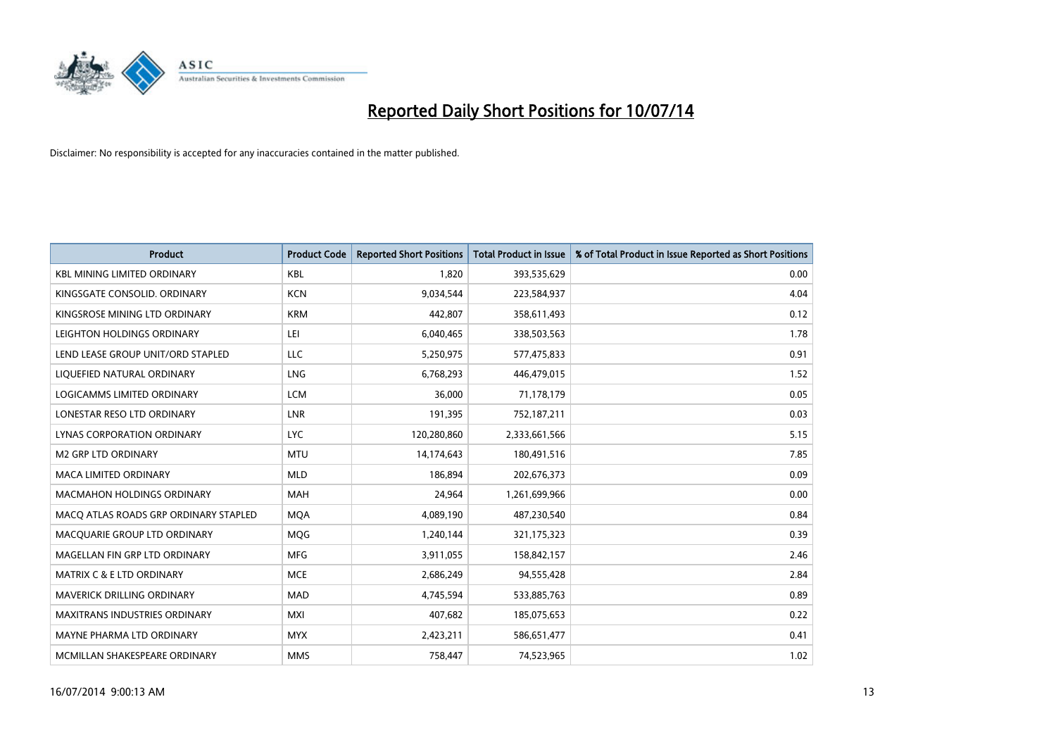# Reported Daily Short Positions for 10/07/14

Disclaimer: No responsibility is accepted for any inaccuracies contained in the matter published.

| Product | Product Code | Reported Short Positions | Total Product in Issue | % of Total Product in Issue Reported as Short Positions |
|---|---|---|---|---|
| KBL MINING LIMITED ORDINARY | KBL | 1,820 | 393,535,629 | 0.00 |
| KINGSGATE CONSOLID. ORDINARY | KCN | 9,034,544 | 223,584,937 | 4.04 |
| KINGSROSE MINING LTD ORDINARY | KRM | 442,807 | 358,611,493 | 0.12 |
| LEIGHTON HOLDINGS ORDINARY | LEI | 6,040,465 | 338,503,563 | 1.78 |
| LEND LEASE GROUP UNIT/ORD STAPLED | LLC | 5,250,975 | 577,475,833 | 0.91 |
| LIQUEFIED NATURAL ORDINARY | LNG | 6,768,293 | 446,479,015 | 1.52 |
| LOGICAMMS LIMITED ORDINARY | LCM | 36,000 | 71,178,179 | 0.05 |
| LONESTAR RESO LTD ORDINARY | LNR | 191,395 | 752,187,211 | 0.03 |
| LYNAS CORPORATION ORDINARY | LYC | 120,280,860 | 2,333,661,566 | 5.15 |
| M2 GRP LTD ORDINARY | MTU | 14,174,643 | 180,491,516 | 7.85 |
| MACA LIMITED ORDINARY | MLD | 186,894 | 202,676,373 | 0.09 |
| MACMAHON HOLDINGS ORDINARY | MAH | 24,964 | 1,261,699,966 | 0.00 |
| MACQ ATLAS ROADS GRP ORDINARY STAPLED | MQA | 4,089,190 | 487,230,540 | 0.84 |
| MACQUARIE GROUP LTD ORDINARY | MQG | 1,240,144 | 321,175,323 | 0.39 |
| MAGELLAN FIN GRP LTD ORDINARY | MFG | 3,911,055 | 158,842,157 | 2.46 |
| MATRIX C & E LTD ORDINARY | MCE | 2,686,249 | 94,555,428 | 2.84 |
| MAVERICK DRILLING ORDINARY | MAD | 4,745,594 | 533,885,763 | 0.89 |
| MAXITRANS INDUSTRIES ORDINARY | MXI | 407,682 | 185,075,653 | 0.22 |
| MAYNE PHARMA LTD ORDINARY | MYX | 2,423,211 | 586,651,477 | 0.41 |
| MCMILLAN SHAKESPEARE ORDINARY | MMS | 758,447 | 74,523,965 | 1.02 |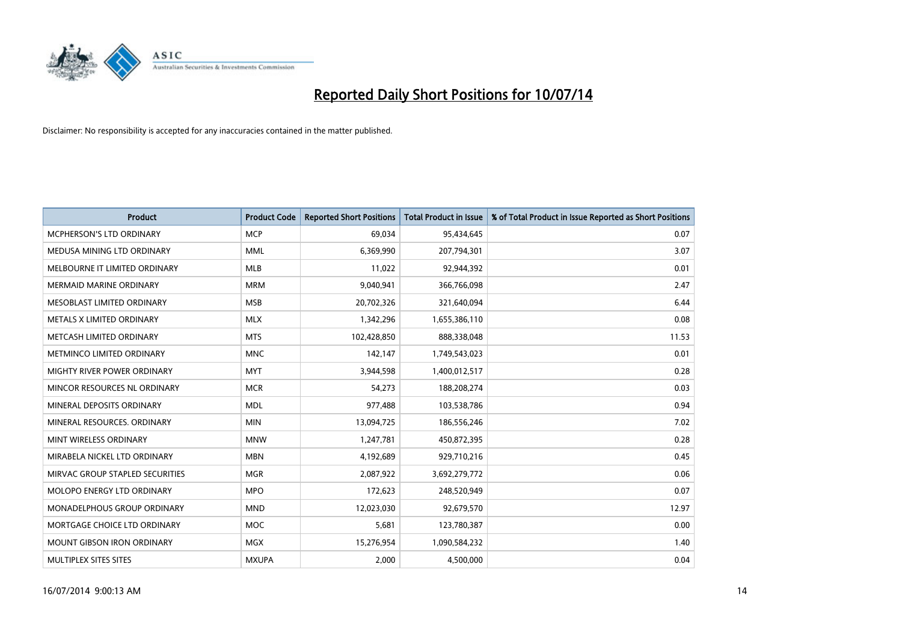# Reported Daily Short Positions for 10/07/14

Disclaimer: No responsibility is accepted for any inaccuracies contained in the matter published.

| Product | Product Code | Reported Short Positions | Total Product in Issue | % of Total Product in Issue Reported as Short Positions |
|---|---|---|---|---|
| MCPHERSON'S LTD ORDINARY | MCP | 69,034 | 95,434,645 | 0.07 |
| MEDUSA MINING LTD ORDINARY | MML | 6,369,990 | 207,794,301 | 3.07 |
| MELBOURNE IT LIMITED ORDINARY | MLB | 11,022 | 92,944,392 | 0.01 |
| MERMAID MARINE ORDINARY | MRM | 9,040,941 | 366,766,098 | 2.47 |
| MESOBLAST LIMITED ORDINARY | MSB | 20,702,326 | 321,640,094 | 6.44 |
| METALS X LIMITED ORDINARY | MLX | 1,342,296 | 1,655,386,110 | 0.08 |
| METCASH LIMITED ORDINARY | MTS | 102,428,850 | 888,338,048 | 11.53 |
| METMINCO LIMITED ORDINARY | MNC | 142,147 | 1,749,543,023 | 0.01 |
| MIGHTY RIVER POWER ORDINARY | MYT | 3,944,598 | 1,400,012,517 | 0.28 |
| MINCOR RESOURCES NL ORDINARY | MCR | 54,273 | 188,208,274 | 0.03 |
| MINERAL DEPOSITS ORDINARY | MDL | 977,488 | 103,538,786 | 0.94 |
| MINERAL RESOURCES. ORDINARY | MIN | 13,094,725 | 186,556,246 | 7.02 |
| MINT WIRELESS ORDINARY | MNW | 1,247,781 | 450,872,395 | 0.28 |
| MIRABELA NICKEL LTD ORDINARY | MBN | 4,192,689 | 929,710,216 | 0.45 |
| MIRVAC GROUP STAPLED SECURITIES | MGR | 2,087,922 | 3,692,279,772 | 0.06 |
| MOLOPO ENERGY LTD ORDINARY | MPO | 172,623 | 248,520,949 | 0.07 |
| MONADELPHOUS GROUP ORDINARY | MND | 12,023,030 | 92,679,570 | 12.97 |
| MORTGAGE CHOICE LTD ORDINARY | MOC | 5,681 | 123,780,387 | 0.00 |
| MOUNT GIBSON IRON ORDINARY | MGX | 15,276,954 | 1,090,584,232 | 1.40 |
| MULTIPLEX SITES SITES | MXUPA | 2,000 | 4,500,000 | 0.04 |

16/07/2014 9:00:13 AM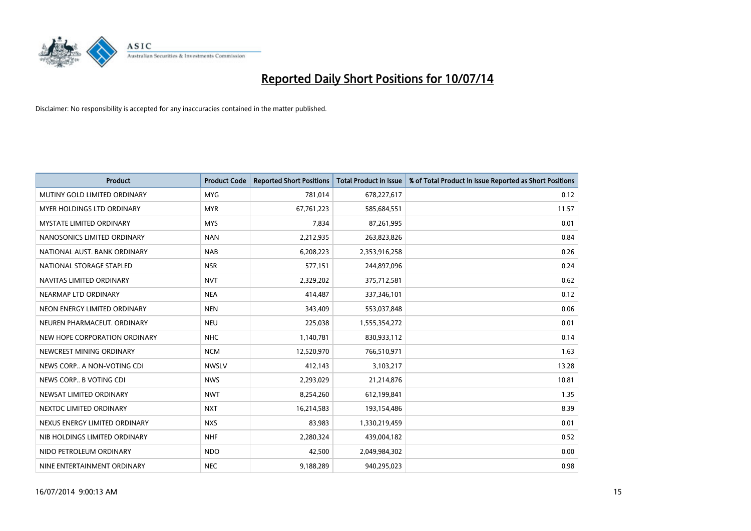# Reported Daily Short Positions for 10/07/14

Disclaimer: No responsibility is accepted for any inaccuracies contained in the matter published.

| Product | Product Code | Reported Short Positions | Total Product in Issue | % of Total Product in Issue Reported as Short Positions |
|---|---|---|---|---|
| MUTINY GOLD LIMITED ORDINARY | MYG | 781,014 | 678,227,617 | 0.12 |
| MYER HOLDINGS LTD ORDINARY | MYR | 67,761,223 | 585,684,551 | 11.57 |
| MYSTATE LIMITED ORDINARY | MYS | 7,834 | 87,261,995 | 0.01 |
| NANOSONICS LIMITED ORDINARY | NAN | 2,212,935 | 263,823,826 | 0.84 |
| NATIONAL AUST. BANK ORDINARY | NAB | 6,208,223 | 2,353,916,258 | 0.26 |
| NATIONAL STORAGE STAPLED | NSR | 577,151 | 244,897,096 | 0.24 |
| NAVITAS LIMITED ORDINARY | NVT | 2,329,202 | 375,712,581 | 0.62 |
| NEARMAP LTD ORDINARY | NEA | 414,487 | 337,346,101 | 0.12 |
| NEON ENERGY LIMITED ORDINARY | NEN | 343,409 | 553,037,848 | 0.06 |
| NEUREN PHARMACEUT. ORDINARY | NEU | 225,038 | 1,555,354,272 | 0.01 |
| NEW HOPE CORPORATION ORDINARY | NHC | 1,140,781 | 830,933,112 | 0.14 |
| NEWCREST MINING ORDINARY | NCM | 12,520,970 | 766,510,971 | 1.63 |
| NEWS CORP.. A NON-VOTING CDI | NWSLV | 412,143 | 3,103,217 | 13.28 |
| NEWS CORP.. B VOTING CDI | NWS | 2,293,029 | 21,214,876 | 10.81 |
| NEWSAT LIMITED ORDINARY | NWT | 8,254,260 | 612,199,841 | 1.35 |
| NEXTDC LIMITED ORDINARY | NXT | 16,214,583 | 193,154,486 | 8.39 |
| NEXUS ENERGY LIMITED ORDINARY | NXS | 83,983 | 1,330,219,459 | 0.01 |
| NIB HOLDINGS LIMITED ORDINARY | NHF | 2,280,324 | 439,004,182 | 0.52 |
| NIDO PETROLEUM ORDINARY | NDO | 42,500 | 2,049,984,302 | 0.00 |
| NINE ENTERTAINMENT ORDINARY | NEC | 9,188,289 | 940,295,023 | 0.98 |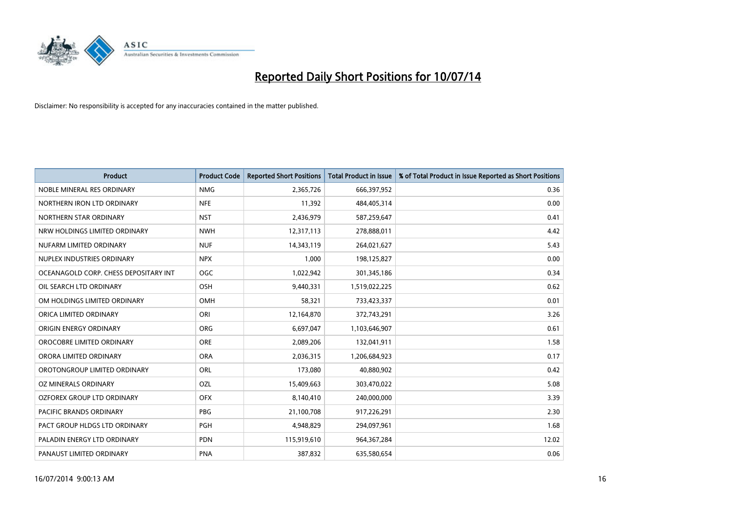# Reported Daily Short Positions for 10/07/14

Disclaimer: No responsibility is accepted for any inaccuracies contained in the matter published.

| Product | Product Code | Reported Short Positions | Total Product in Issue | % of Total Product in Issue Reported as Short Positions |
|---|---|---|---|---|
| NOBLE MINERAL RES ORDINARY | NMG | 2,365,726 | 666,397,952 | 0.36 |
| NORTHERN IRON LTD ORDINARY | NFE | 11,392 | 484,405,314 | 0.00 |
| NORTHERN STAR ORDINARY | NST | 2,436,979 | 587,259,647 | 0.41 |
| NRW HOLDINGS LIMITED ORDINARY | NWH | 12,317,113 | 278,888,011 | 4.42 |
| NUFARM LIMITED ORDINARY | NUF | 14,343,119 | 264,021,627 | 5.43 |
| NUPLEX INDUSTRIES ORDINARY | NPX | 1,000 | 198,125,827 | 0.00 |
| OCEANAGOLD CORP. CHESS DEPOSITARY INT | OGC | 1,022,942 | 301,345,186 | 0.34 |
| OIL SEARCH LTD ORDINARY | OSH | 9,440,331 | 1,519,022,225 | 0.62 |
| OM HOLDINGS LIMITED ORDINARY | OMH | 58,321 | 733,423,337 | 0.01 |
| ORICA LIMITED ORDINARY | ORI | 12,164,870 | 372,743,291 | 3.26 |
| ORIGIN ENERGY ORDINARY | ORG | 6,697,047 | 1,103,646,907 | 0.61 |
| OROCOBRE LIMITED ORDINARY | ORE | 2,089,206 | 132,041,911 | 1.58 |
| ORORA LIMITED ORDINARY | ORA | 2,036,315 | 1,206,684,923 | 0.17 |
| OROTONGROUP LIMITED ORDINARY | ORL | 173,080 | 40,880,902 | 0.42 |
| OZ MINERALS ORDINARY | OZL | 15,409,663 | 303,470,022 | 5.08 |
| OZFOREX GROUP LTD ORDINARY | OFX | 8,140,410 | 240,000,000 | 3.39 |
| PACIFIC BRANDS ORDINARY | PBG | 21,100,708 | 917,226,291 | 2.30 |
| PACT GROUP HLDGS LTD ORDINARY | PGH | 4,948,829 | 294,097,961 | 1.68 |
| PALADIN ENERGY LTD ORDINARY | PDN | 115,919,610 | 964,367,284 | 12.02 |
| PANAUST LIMITED ORDINARY | PNA | 387,832 | 635,580,654 | 0.06 |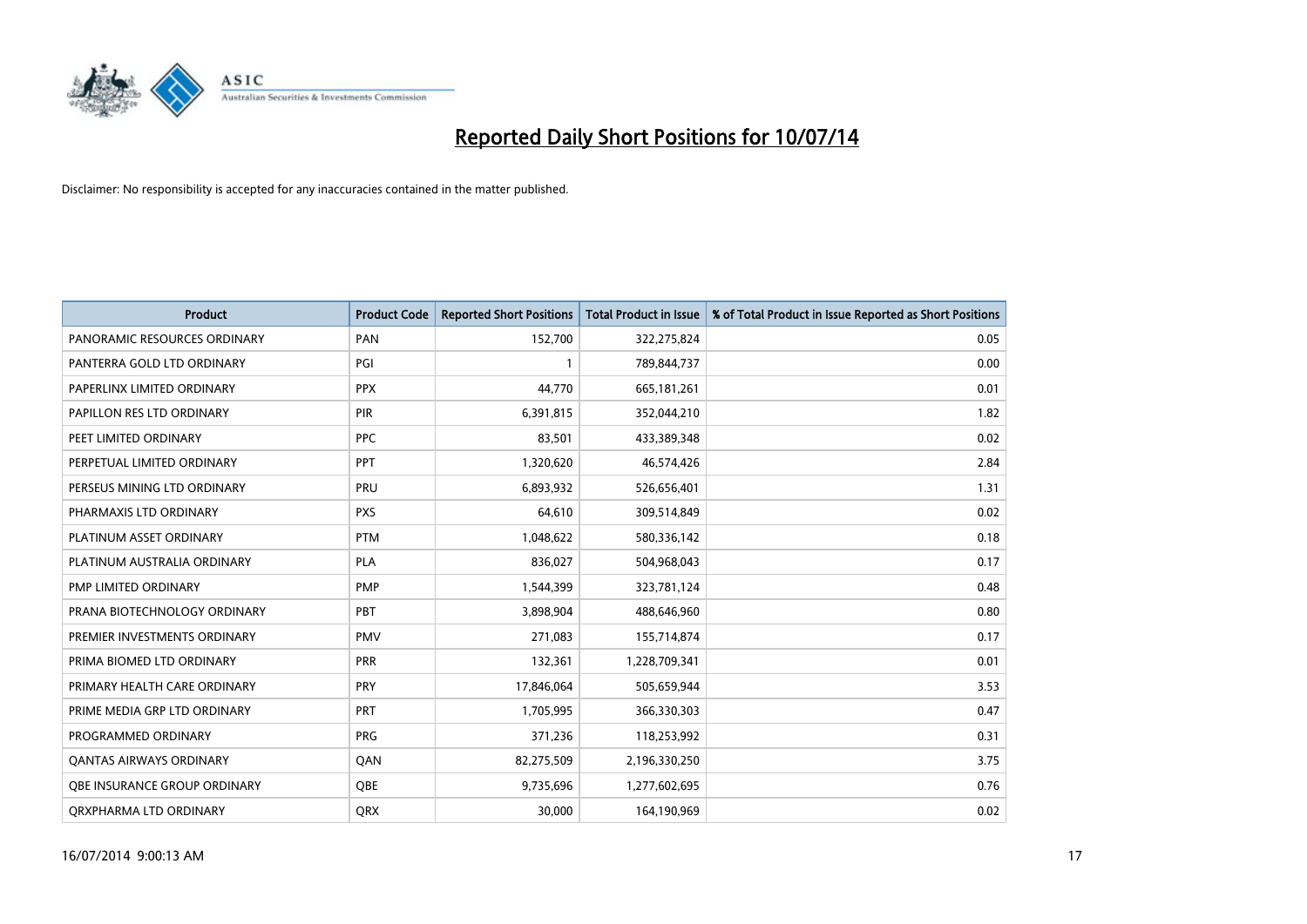# Reported Daily Short Positions for 10/07/14

Disclaimer: No responsibility is accepted for any inaccuracies contained in the matter published.

| Product | Product Code | Reported Short Positions | Total Product in Issue | % of Total Product in Issue Reported as Short Positions |
|---|---|---|---|---|
| PANORAMIC RESOURCES ORDINARY | PAN | 152,700 | 322,275,824 | 0.05 |
| PANTERRA GOLD LTD ORDINARY | PGI | 1 | 789,844,737 | 0.00 |
| PAPERLINX LIMITED ORDINARY | PPX | 44,770 | 665,181,261 | 0.01 |
| PAPILLON RES LTD ORDINARY | PIR | 6,391,815 | 352,044,210 | 1.82 |
| PEET LIMITED ORDINARY | PPC | 83,501 | 433,389,348 | 0.02 |
| PERPETUAL LIMITED ORDINARY | PPT | 1,320,620 | 46,574,426 | 2.84 |
| PERSEUS MINING LTD ORDINARY | PRU | 6,893,932 | 526,656,401 | 1.31 |
| PHARMAXIS LTD ORDINARY | PXS | 64,610 | 309,514,849 | 0.02 |
| PLATINUM ASSET ORDINARY | PTM | 1,048,622 | 580,336,142 | 0.18 |
| PLATINUM AUSTRALIA ORDINARY | PLA | 836,027 | 504,968,043 | 0.17 |
| PMP LIMITED ORDINARY | PMP | 1,544,399 | 323,781,124 | 0.48 |
| PRANA BIOTECHNOLOGY ORDINARY | PBT | 3,898,904 | 488,646,960 | 0.80 |
| PREMIER INVESTMENTS ORDINARY | PMV | 271,083 | 155,714,874 | 0.17 |
| PRIMA BIOMED LTD ORDINARY | PRR | 132,361 | 1,228,709,341 | 0.01 |
| PRIMARY HEALTH CARE ORDINARY | PRY | 17,846,064 | 505,659,944 | 3.53 |
| PRIME MEDIA GRP LTD ORDINARY | PRT | 1,705,995 | 366,330,303 | 0.47 |
| PROGRAMMED ORDINARY | PRG | 371,236 | 118,253,992 | 0.31 |
| QANTAS AIRWAYS ORDINARY | QAN | 82,275,509 | 2,196,330,250 | 3.75 |
| QBE INSURANCE GROUP ORDINARY | QBE | 9,735,696 | 1,277,602,695 | 0.76 |
| QRXPHARMA LTD ORDINARY | QRX | 30,000 | 164,190,969 | 0.02 |

16/07/2014 9:00:13 AM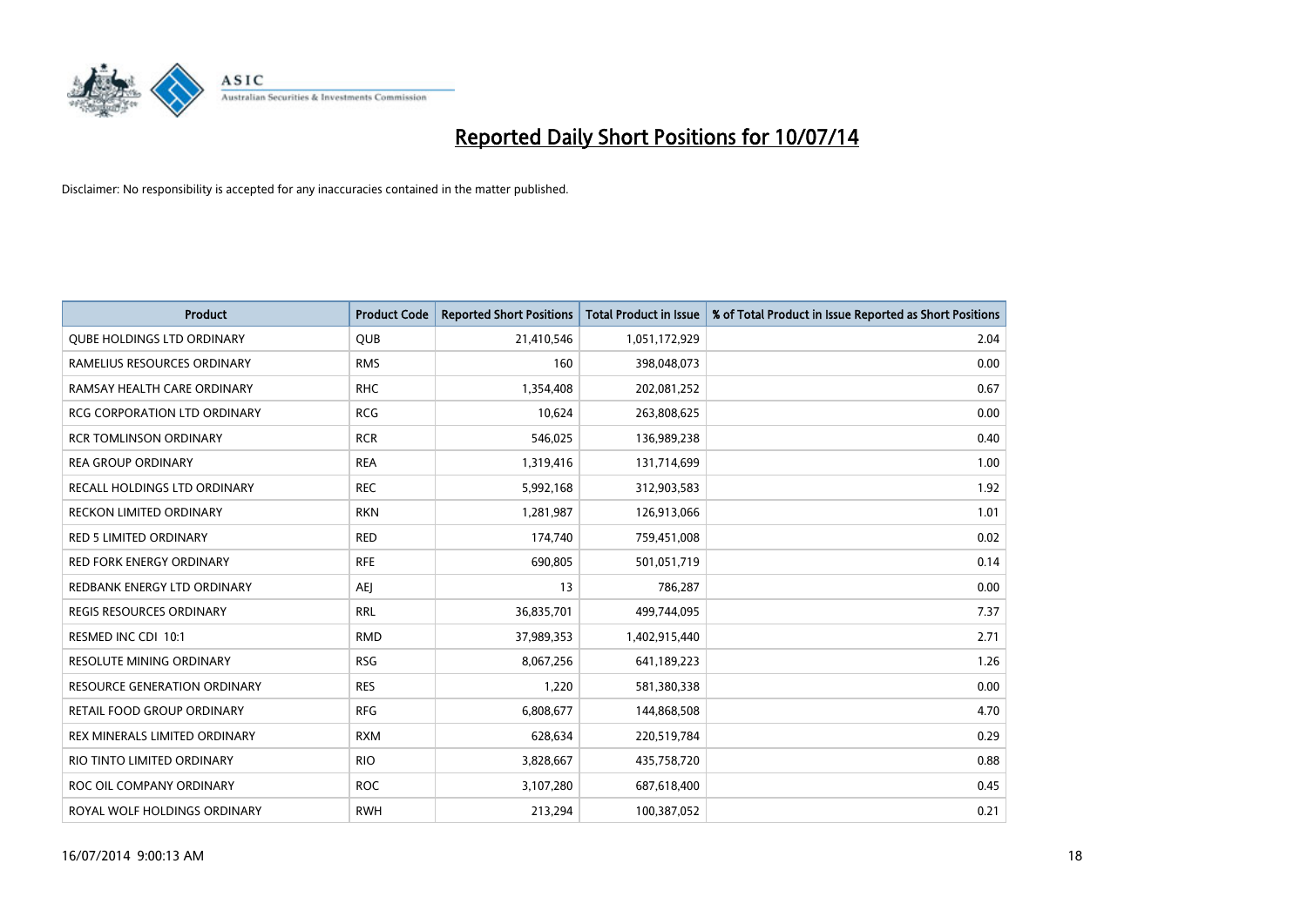# Reported Daily Short Positions for 10/07/14

Disclaimer: No responsibility is accepted for any inaccuracies contained in the matter published.

| Product | Product Code | Reported Short Positions | Total Product in Issue | % of Total Product in Issue Reported as Short Positions |
|---|---|---|---|---|
| QUBE HOLDINGS LTD ORDINARY | QUB | 21,410,546 | 1,051,172,929 | 2.04 |
| RAMELIUS RESOURCES ORDINARY | RMS | 160 | 398,048,073 | 0.00 |
| RAMSAY HEALTH CARE ORDINARY | RHC | 1,354,408 | 202,081,252 | 0.67 |
| RCG CORPORATION LTD ORDINARY | RCG | 10,624 | 263,808,625 | 0.00 |
| RCR TOMLINSON ORDINARY | RCR | 546,025 | 136,989,238 | 0.40 |
| REA GROUP ORDINARY | REA | 1,319,416 | 131,714,699 | 1.00 |
| RECALL HOLDINGS LTD ORDINARY | REC | 5,992,168 | 312,903,583 | 1.92 |
| RECKON LIMITED ORDINARY | RKN | 1,281,987 | 126,913,066 | 1.01 |
| RED 5 LIMITED ORDINARY | RED | 174,740 | 759,451,008 | 0.02 |
| RED FORK ENERGY ORDINARY | RFE | 690,805 | 501,051,719 | 0.14 |
| REDBANK ENERGY LTD ORDINARY | AEJ | 13 | 786,287 | 0.00 |
| REGIS RESOURCES ORDINARY | RRL | 36,835,701 | 499,744,095 | 7.37 |
| RESMED INC CDI 10:1 | RMD | 37,989,353 | 1,402,915,440 | 2.71 |
| RESOLUTE MINING ORDINARY | RSG | 8,067,256 | 641,189,223 | 1.26 |
| RESOURCE GENERATION ORDINARY | RES | 1,220 | 581,380,338 | 0.00 |
| RETAIL FOOD GROUP ORDINARY | RFG | 6,808,677 | 144,868,508 | 4.70 |
| REX MINERALS LIMITED ORDINARY | RXM | 628,634 | 220,519,784 | 0.29 |
| RIO TINTO LIMITED ORDINARY | RIO | 3,828,667 | 435,758,720 | 0.88 |
| ROC OIL COMPANY ORDINARY | ROC | 3,107,280 | 687,618,400 | 0.45 |
| ROYAL WOLF HOLDINGS ORDINARY | RWH | 213,294 | 100,387,052 | 0.21 |

16/07/2014 9:00:13 AM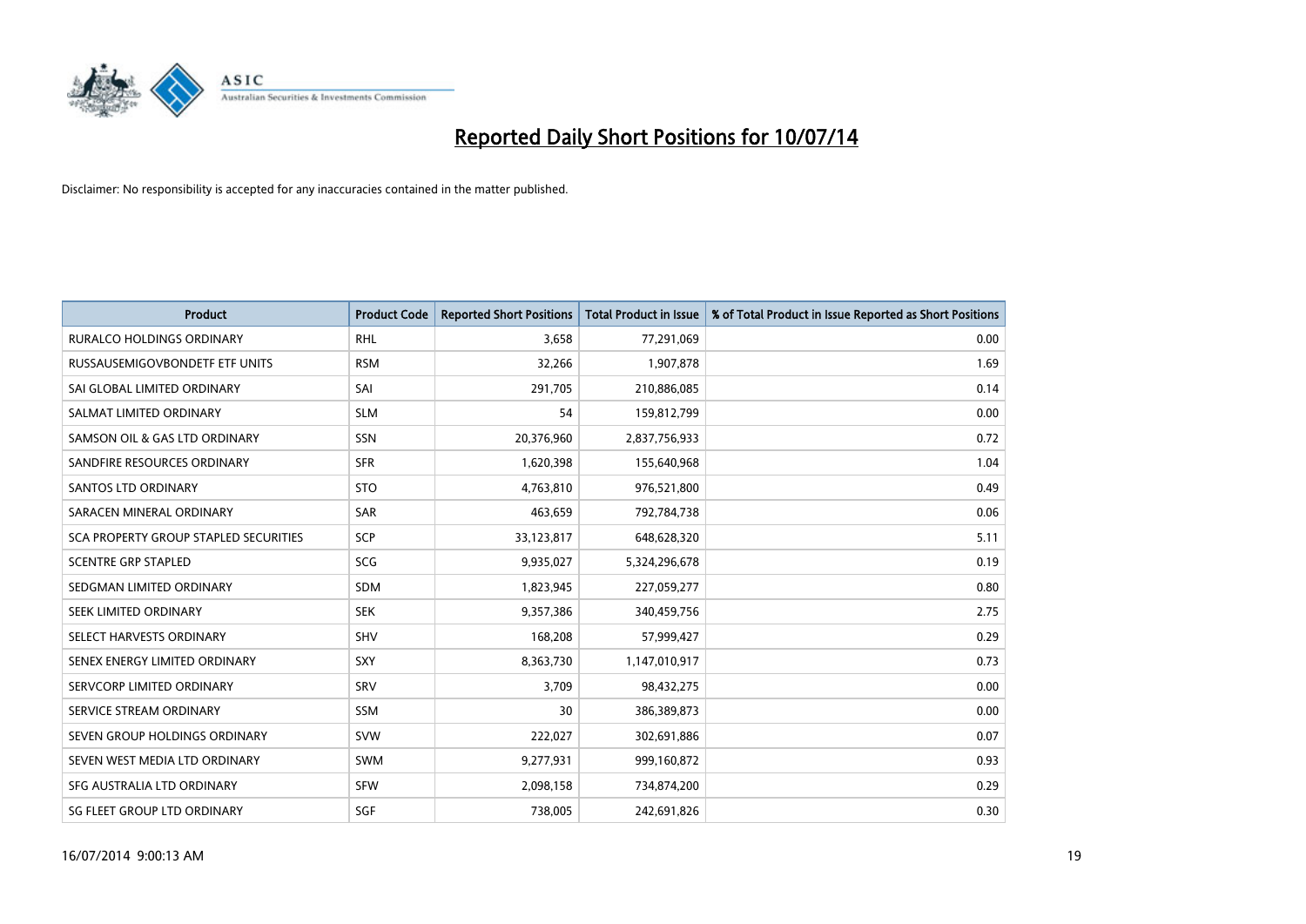# Reported Daily Short Positions for 10/07/14

Disclaimer: No responsibility is accepted for any inaccuracies contained in the matter published.

| Product | Product Code | Reported Short Positions | Total Product in Issue | % of Total Product in Issue Reported as Short Positions |
|---|---|---|---|---|
| RURALCO HOLDINGS ORDINARY | RHL | 3,658 | 77,291,069 | 0.00 |
| RUSSAUSEMIGOVBONDETF ETF UNITS | RSM | 32,266 | 1,907,878 | 1.69 |
| SAI GLOBAL LIMITED ORDINARY | SAI | 291,705 | 210,886,085 | 0.14 |
| SALMAT LIMITED ORDINARY | SLM | 54 | 159,812,799 | 0.00 |
| SAMSON OIL & GAS LTD ORDINARY | SSN | 20,376,960 | 2,837,756,933 | 0.72 |
| SANDFIRE RESOURCES ORDINARY | SFR | 1,620,398 | 155,640,968 | 1.04 |
| SANTOS LTD ORDINARY | STO | 4,763,810 | 976,521,800 | 0.49 |
| SARACEN MINERAL ORDINARY | SAR | 463,659 | 792,784,738 | 0.06 |
| SCA PROPERTY GROUP STAPLED SECURITIES | SCP | 33,123,817 | 648,628,320 | 5.11 |
| SCENTRE GRP STAPLED | SCG | 9,935,027 | 5,324,296,678 | 0.19 |
| SEDGMAN LIMITED ORDINARY | SDM | 1,823,945 | 227,059,277 | 0.80 |
| SEEK LIMITED ORDINARY | SEK | 9,357,386 | 340,459,756 | 2.75 |
| SELECT HARVESTS ORDINARY | SHV | 168,208 | 57,999,427 | 0.29 |
| SENEX ENERGY LIMITED ORDINARY | SXY | 8,363,730 | 1,147,010,917 | 0.73 |
| SERVCORP LIMITED ORDINARY | SRV | 3,709 | 98,432,275 | 0.00 |
| SERVICE STREAM ORDINARY | SSM | 30 | 386,389,873 | 0.00 |
| SEVEN GROUP HOLDINGS ORDINARY | SVW | 222,027 | 302,691,886 | 0.07 |
| SEVEN WEST MEDIA LTD ORDINARY | SWM | 9,277,931 | 999,160,872 | 0.93 |
| SFG AUSTRALIA LTD ORDINARY | SFW | 2,098,158 | 734,874,200 | 0.29 |
| SG FLEET GROUP LTD ORDINARY | SGF | 738,005 | 242,691,826 | 0.30 |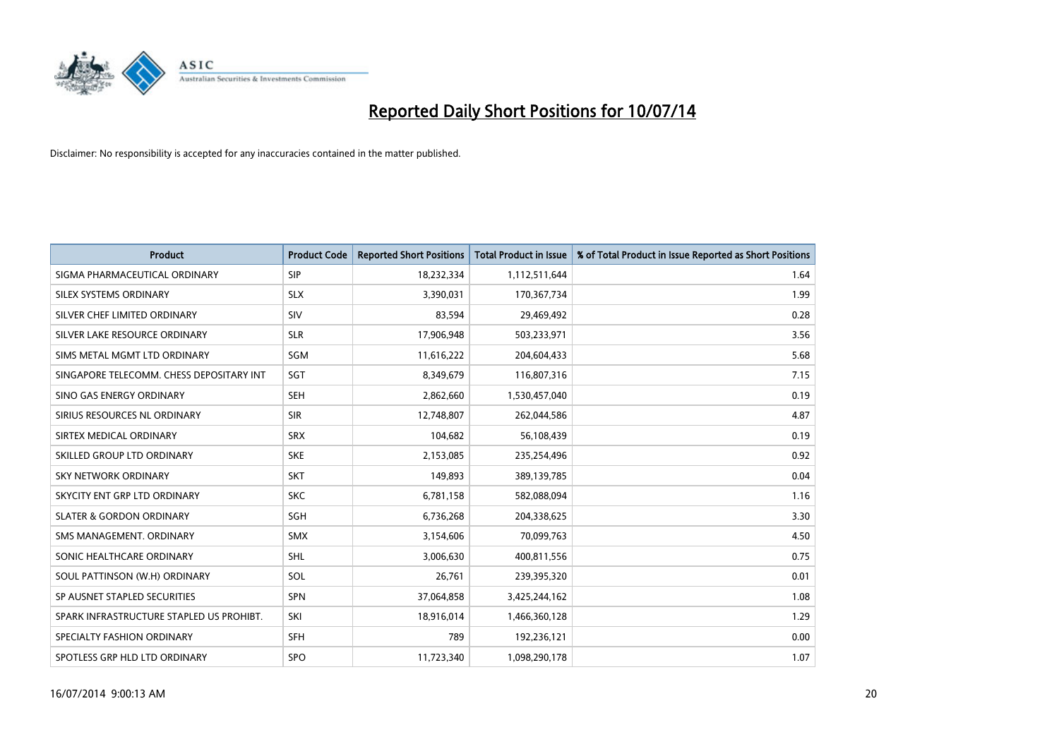# Reported Daily Short Positions for 10/07/14

Disclaimer: No responsibility is accepted for any inaccuracies contained in the matter published.

| Product | Product Code | Reported Short Positions | Total Product in Issue | % of Total Product in Issue Reported as Short Positions |
|---|---|---|---|---|
| SIGMA PHARMACEUTICAL ORDINARY | SIP | 18,232,334 | 1,112,511,644 | 1.64 |
| SILEX SYSTEMS ORDINARY | SLX | 3,390,031 | 170,367,734 | 1.99 |
| SILVER CHEF LIMITED ORDINARY | SIV | 83,594 | 29,469,492 | 0.28 |
| SILVER LAKE RESOURCE ORDINARY | SLR | 17,906,948 | 503,233,971 | 3.56 |
| SIMS METAL MGMT LTD ORDINARY | SGM | 11,616,222 | 204,604,433 | 5.68 |
| SINGAPORE TELECOMM. CHESS DEPOSITARY INT | SGT | 8,349,679 | 116,807,316 | 7.15 |
| SINO GAS ENERGY ORDINARY | SEH | 2,862,660 | 1,530,457,040 | 0.19 |
| SIRIUS RESOURCES NL ORDINARY | SIR | 12,748,807 | 262,044,586 | 4.87 |
| SIRTEX MEDICAL ORDINARY | SRX | 104,682 | 56,108,439 | 0.19 |
| SKILLED GROUP LTD ORDINARY | SKE | 2,153,085 | 235,254,496 | 0.92 |
| SKY NETWORK ORDINARY | SKT | 149,893 | 389,139,785 | 0.04 |
| SKYCITY ENT GRP LTD ORDINARY | SKC | 6,781,158 | 582,088,094 | 1.16 |
| SLATER & GORDON ORDINARY | SGH | 6,736,268 | 204,338,625 | 3.30 |
| SMS MANAGEMENT. ORDINARY | SMX | 3,154,606 | 70,099,763 | 4.50 |
| SONIC HEALTHCARE ORDINARY | SHL | 3,006,630 | 400,811,556 | 0.75 |
| SOUL PATTINSON (W.H) ORDINARY | SOL | 26,761 | 239,395,320 | 0.01 |
| SP AUSNET STAPLED SECURITIES | SPN | 37,064,858 | 3,425,244,162 | 1.08 |
| SPARK INFRASTRUCTURE STAPLED US PROHIBT. | SKI | 18,916,014 | 1,466,360,128 | 1.29 |
| SPECIALTY FASHION ORDINARY | SFH | 789 | 192,236,121 | 0.00 |
| SPOTLESS GRP HLD LTD ORDINARY | SPO | 11,723,340 | 1,098,290,178 | 1.07 |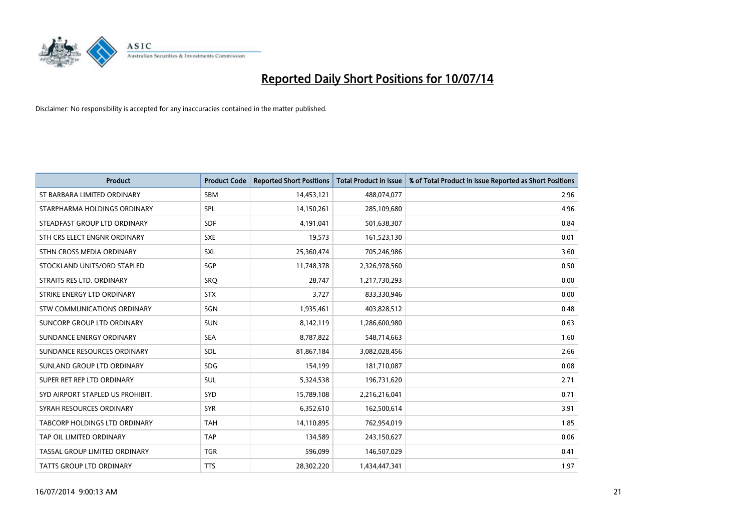# Reported Daily Short Positions for 10/07/14

Disclaimer: No responsibility is accepted for any inaccuracies contained in the matter published.

| Product | Product Code | Reported Short Positions | Total Product in Issue | % of Total Product in Issue Reported as Short Positions |
|---|---|---|---|---|
| ST BARBARA LIMITED ORDINARY | SBM | 14,453,121 | 488,074,077 | 2.96 |
| STARPHARMA HOLDINGS ORDINARY | SPL | 14,150,261 | 285,109,680 | 4.96 |
| STEADFAST GROUP LTD ORDINARY | SDF | 4,191,041 | 501,638,307 | 0.84 |
| STH CRS ELECT ENGNR ORDINARY | SXE | 19,573 | 161,523,130 | 0.01 |
| STHN CROSS MEDIA ORDINARY | SXL | 25,360,474 | 705,246,986 | 3.60 |
| STOCKLAND UNITS/ORD STAPLED | SGP | 11,748,378 | 2,326,978,560 | 0.50 |
| STRAITS RES LTD. ORDINARY | SRQ | 28,747 | 1,217,730,293 | 0.00 |
| STRIKE ENERGY LTD ORDINARY | STX | 3,727 | 833,330,946 | 0.00 |
| STW COMMUNICATIONS ORDINARY | SGN | 1,935,461 | 403,828,512 | 0.48 |
| SUNCORP GROUP LTD ORDINARY | SUN | 8,142,119 | 1,286,600,980 | 0.63 |
| SUNDANCE ENERGY ORDINARY | SEA | 8,787,822 | 548,714,663 | 1.60 |
| SUNDANCE RESOURCES ORDINARY | SDL | 81,867,184 | 3,082,028,456 | 2.66 |
| SUNLAND GROUP LTD ORDINARY | SDG | 154,199 | 181,710,087 | 0.08 |
| SUPER RET REP LTD ORDINARY | SUL | 5,324,538 | 196,731,620 | 2.71 |
| SYD AIRPORT STAPLED US PROHIBIT. | SYD | 15,789,108 | 2,216,216,041 | 0.71 |
| SYRAH RESOURCES ORDINARY | SYR | 6,352,610 | 162,500,614 | 3.91 |
| TABCORP HOLDINGS LTD ORDINARY | TAH | 14,110,895 | 762,954,019 | 1.85 |
| TAP OIL LIMITED ORDINARY | TAP | 134,589 | 243,150,627 | 0.06 |
| TASSAL GROUP LIMITED ORDINARY | TGR | 596,099 | 146,507,029 | 0.41 |
| TATTS GROUP LTD ORDINARY | TTS | 28,302,220 | 1,434,447,341 | 1.97 |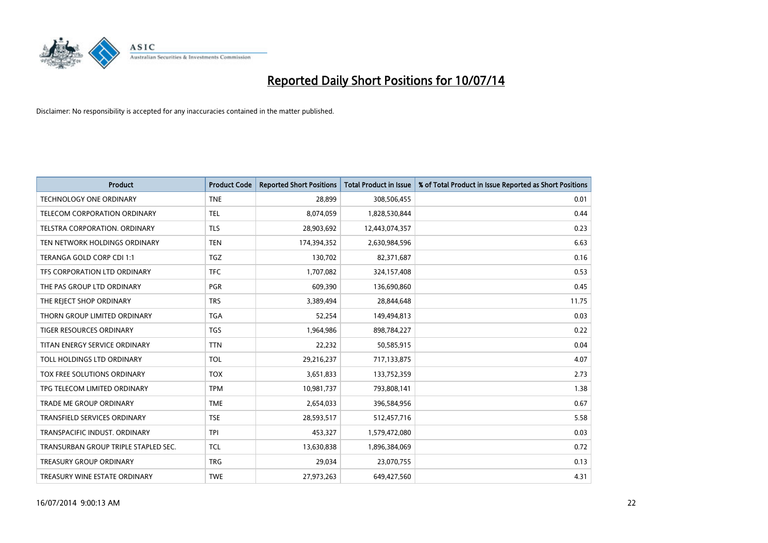# Reported Daily Short Positions for 10/07/14

Disclaimer: No responsibility is accepted for any inaccuracies contained in the matter published.

| Product | Product Code | Reported Short Positions | Total Product in Issue | % of Total Product in Issue Reported as Short Positions |
|---|---|---|---|---|
| TECHNOLOGY ONE ORDINARY | TNE | 28,899 | 308,506,455 | 0.01 |
| TELECOM CORPORATION ORDINARY | TEL | 8,074,059 | 1,828,530,844 | 0.44 |
| TELSTRA CORPORATION. ORDINARY | TLS | 28,903,692 | 12,443,074,357 | 0.23 |
| TEN NETWORK HOLDINGS ORDINARY | TEN | 174,394,352 | 2,630,984,596 | 6.63 |
| TERANGA GOLD CORP CDI 1:1 | TGZ | 130,702 | 82,371,687 | 0.16 |
| TFS CORPORATION LTD ORDINARY | TFC | 1,707,082 | 324,157,408 | 0.53 |
| THE PAS GROUP LTD ORDINARY | PGR | 609,390 | 136,690,860 | 0.45 |
| THE REJECT SHOP ORDINARY | TRS | 3,389,494 | 28,844,648 | 11.75 |
| THORN GROUP LIMITED ORDINARY | TGA | 52,254 | 149,494,813 | 0.03 |
| TIGER RESOURCES ORDINARY | TGS | 1,964,986 | 898,784,227 | 0.22 |
| TITAN ENERGY SERVICE ORDINARY | TTN | 22,232 | 50,585,915 | 0.04 |
| TOLL HOLDINGS LTD ORDINARY | TOL | 29,216,237 | 717,133,875 | 4.07 |
| TOX FREE SOLUTIONS ORDINARY | TOX | 3,651,833 | 133,752,359 | 2.73 |
| TPG TELECOM LIMITED ORDINARY | TPM | 10,981,737 | 793,808,141 | 1.38 |
| TRADE ME GROUP ORDINARY | TME | 2,654,033 | 396,584,956 | 0.67 |
| TRANSFIELD SERVICES ORDINARY | TSE | 28,593,517 | 512,457,716 | 5.58 |
| TRANSPACIFIC INDUST. ORDINARY | TPI | 453,327 | 1,579,472,080 | 0.03 |
| TRANSURBAN GROUP TRIPLE STAPLED SEC. | TCL | 13,630,838 | 1,896,384,069 | 0.72 |
| TREASURY GROUP ORDINARY | TRG | 29,034 | 23,070,755 | 0.13 |
| TREASURY WINE ESTATE ORDINARY | TWE | 27,973,263 | 649,427,560 | 4.31 |

16/07/2014 9:00:13 AM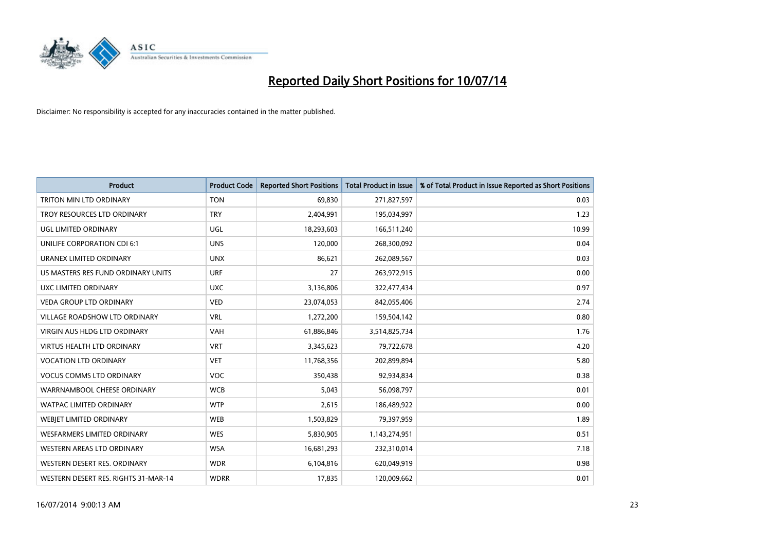# Reported Daily Short Positions for 10/07/14

Disclaimer: No responsibility is accepted for any inaccuracies contained in the matter published.

| Product | Product Code | Reported Short Positions | Total Product in Issue | % of Total Product in Issue Reported as Short Positions |
|---|---|---|---|---|
| TRITON MIN LTD ORDINARY | TON | 69,830 | 271,827,597 | 0.03 |
| TROY RESOURCES LTD ORDINARY | TRY | 2,404,991 | 195,034,997 | 1.23 |
| UGL LIMITED ORDINARY | UGL | 18,293,603 | 166,511,240 | 10.99 |
| UNILIFE CORPORATION CDI 6:1 | UNS | 120,000 | 268,300,092 | 0.04 |
| URANEX LIMITED ORDINARY | UNX | 86,621 | 262,089,567 | 0.03 |
| US MASTERS RES FUND ORDINARY UNITS | URF | 27 | 263,972,915 | 0.00 |
| UXC LIMITED ORDINARY | UXC | 3,136,806 | 322,477,434 | 0.97 |
| VEDA GROUP LTD ORDINARY | VED | 23,074,053 | 842,055,406 | 2.74 |
| VILLAGE ROADSHOW LTD ORDINARY | VRL | 1,272,200 | 159,504,142 | 0.80 |
| VIRGIN AUS HLDG LTD ORDINARY | VAH | 61,886,846 | 3,514,825,734 | 1.76 |
| VIRTUS HEALTH LTD ORDINARY | VRT | 3,345,623 | 79,722,678 | 4.20 |
| VOCATION LTD ORDINARY | VET | 11,768,356 | 202,899,894 | 5.80 |
| VOCUS COMMS LTD ORDINARY | VOC | 350,438 | 92,934,834 | 0.38 |
| WARRNAMBOOL CHEESE ORDINARY | WCB | 5,043 | 56,098,797 | 0.01 |
| WATPAC LIMITED ORDINARY | WTP | 2,615 | 186,489,922 | 0.00 |
| WEBJET LIMITED ORDINARY | WEB | 1,503,829 | 79,397,959 | 1.89 |
| WESFARMERS LIMITED ORDINARY | WES | 5,830,905 | 1,143,274,951 | 0.51 |
| WESTERN AREAS LTD ORDINARY | WSA | 16,681,293 | 232,310,014 | 7.18 |
| WESTERN DESERT RES. ORDINARY | WDR | 6,104,816 | 620,049,919 | 0.98 |
| WESTERN DESERT RES. RIGHTS 31-MAR-14 | WDRR | 17,835 | 120,009,662 | 0.01 |

16/07/2014 9:00:13 AM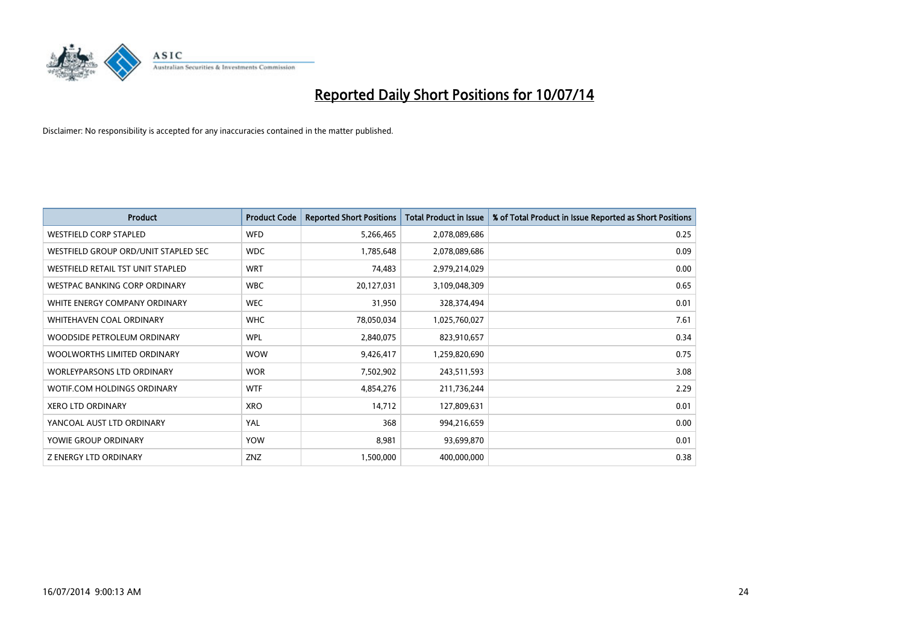# Reported Daily Short Positions for 10/07/14

Disclaimer: No responsibility is accepted for any inaccuracies contained in the matter published.

| Product | Product Code | Reported Short Positions | Total Product in Issue | % of Total Product in Issue Reported as Short Positions |
|---|---|---|---|---|
| WESTFIELD CORP STAPLED | WFD | 5,266,465 | 2,078,089,686 | 0.25 |
| WESTFIELD GROUP ORD/UNIT STAPLED SEC | WDC | 1,785,648 | 2,078,089,686 | 0.09 |
| WESTFIELD RETAIL TST UNIT STAPLED | WRT | 74,483 | 2,979,214,029 | 0.00 |
| WESTPAC BANKING CORP ORDINARY | WBC | 20,127,031 | 3,109,048,309 | 0.65 |
| WHITE ENERGY COMPANY ORDINARY | WEC | 31,950 | 328,374,494 | 0.01 |
| WHITEHAVEN COAL ORDINARY | WHC | 78,050,034 | 1,025,760,027 | 7.61 |
| WOODSIDE PETROLEUM ORDINARY | WPL | 2,840,075 | 823,910,657 | 0.34 |
| WOOLWORTHS LIMITED ORDINARY | WOW | 9,426,417 | 1,259,820,690 | 0.75 |
| WORLEYPARSONS LTD ORDINARY | WOR | 7,502,902 | 243,511,593 | 3.08 |
| WOTIF.COM HOLDINGS ORDINARY | WTF | 4,854,276 | 211,736,244 | 2.29 |
| XERO LTD ORDINARY | XRO | 14,712 | 127,809,631 | 0.01 |
| YANCOAL AUST LTD ORDINARY | YAL | 368 | 994,216,659 | 0.00 |
| YOWIE GROUP ORDINARY | YOW | 8,981 | 93,699,870 | 0.01 |
| Z ENERGY LTD ORDINARY | ZNZ | 1,500,000 | 400,000,000 | 0.38 |